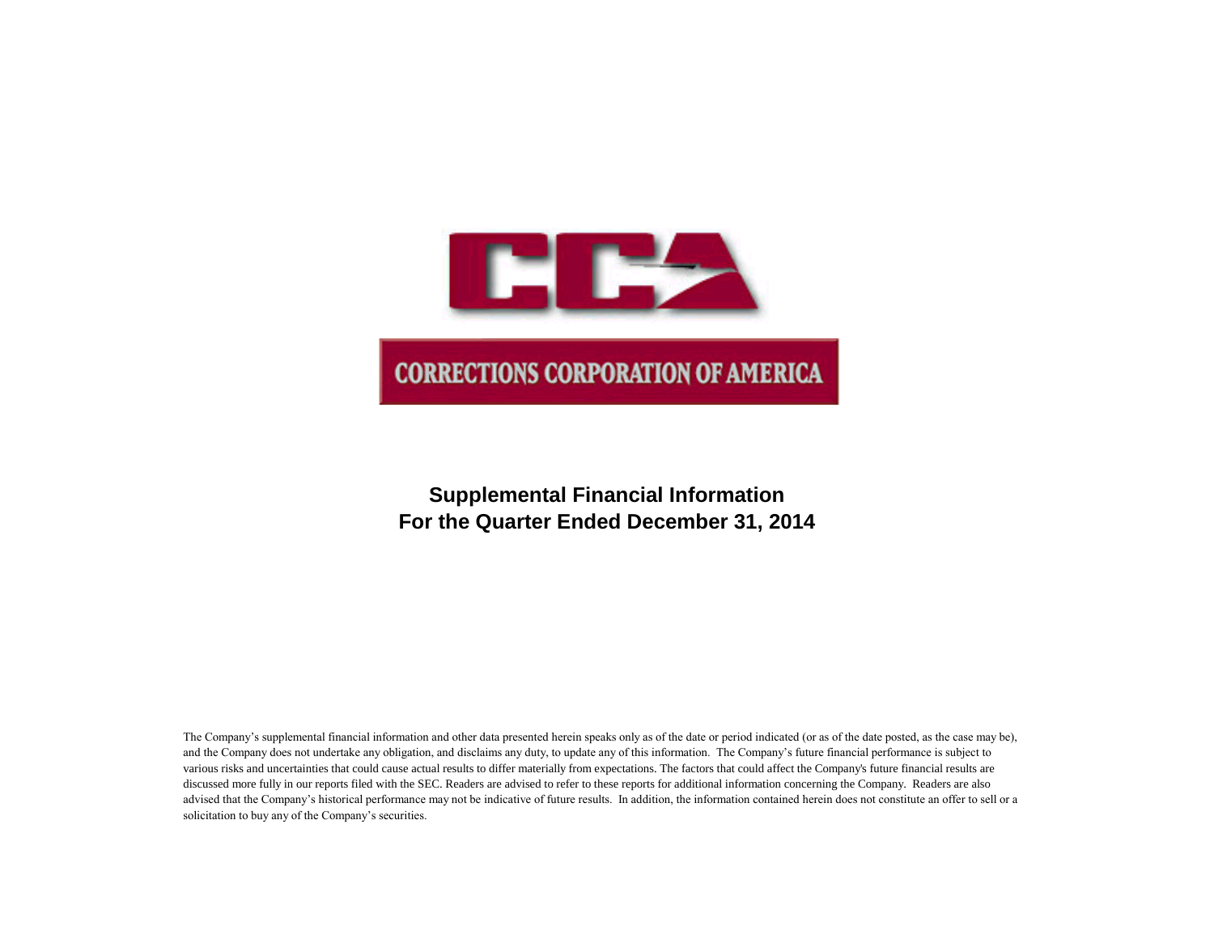# CORRECTIONS CORPORATION OF AMERICA

## Supplemental Financial Information
## For the Quarter Ended December 31, 2014

The Company's supplemental financial information and other data presented herein speaks only as of the date or period indicated (or as of the date posted, as the case may be), and the Company does not undertake any obligation, and disclaims any duty, to update any of this information. The Company's future financial performance is subject to various risks and uncertainties that could cause actual results to differ materially from expectations. The factors that could affect the Company's future financial results are discussed more fully in our reports filed with the SEC. Readers are advised to refer to these reports for additional information concerning the Company. Readers are also advised that the Company's historical performance may not be indicative of future results. In addition, the information contained herein does not constitute an offer to sell or a solicitation to buy any of the Company's securities.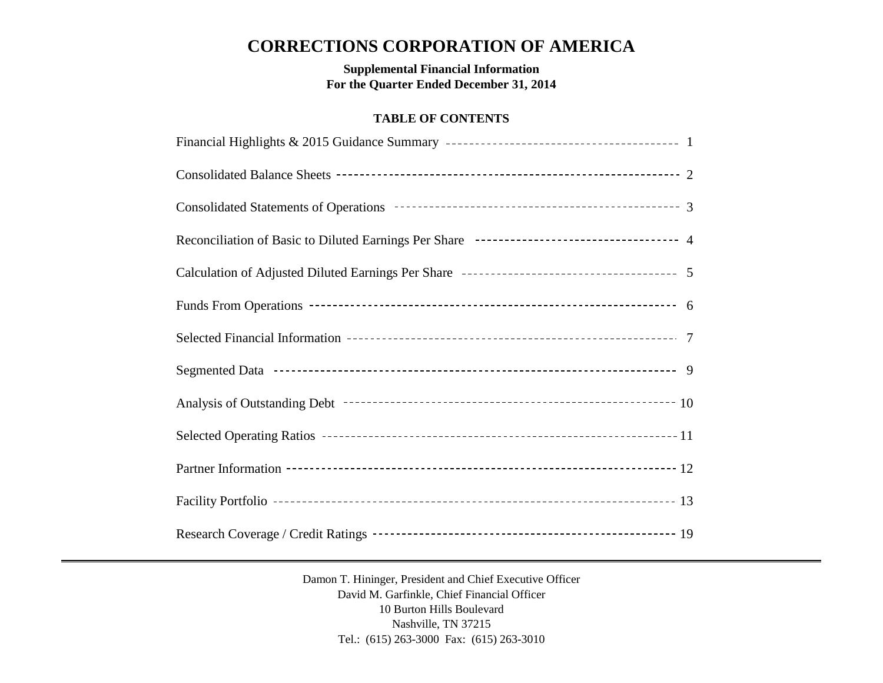# CORRECTIONS CORPORATION OF AMERICA

**Supplemental Financial Information**
**For the Quarter Ended December 31, 2014**

## TABLE OF CONTENTS

| | |
|---|---|
| Financial Highlights & 2015 Guidance Summary | 1 |
| Consolidated Balance Sheets | 2 |
| Consolidated Statements of Operations | 3 |
| Reconciliation of Basic to Diluted Earnings Per Share | 4 |
| Calculation of Adjusted Diluted Earnings Per Share | 5 |
| Funds From Operations | 6 |
| Selected Financial Information | 7 |
| Segmented Data | 9 |
| Analysis of Outstanding Debt | 10 |
| Selected Operating Ratios | 11 |
| Partner Information | 12 |
| Facility Portfolio | 13 |
| Research Coverage / Credit Ratings | 19 |

---

Damon T. Hininger, President and Chief Executive Officer
David M. Garfinkle, Chief Financial Officer
10 Burton Hills Boulevard
Nashville, TN 37215
Tel.: (615) 263-3000 Fax: (615) 263-3010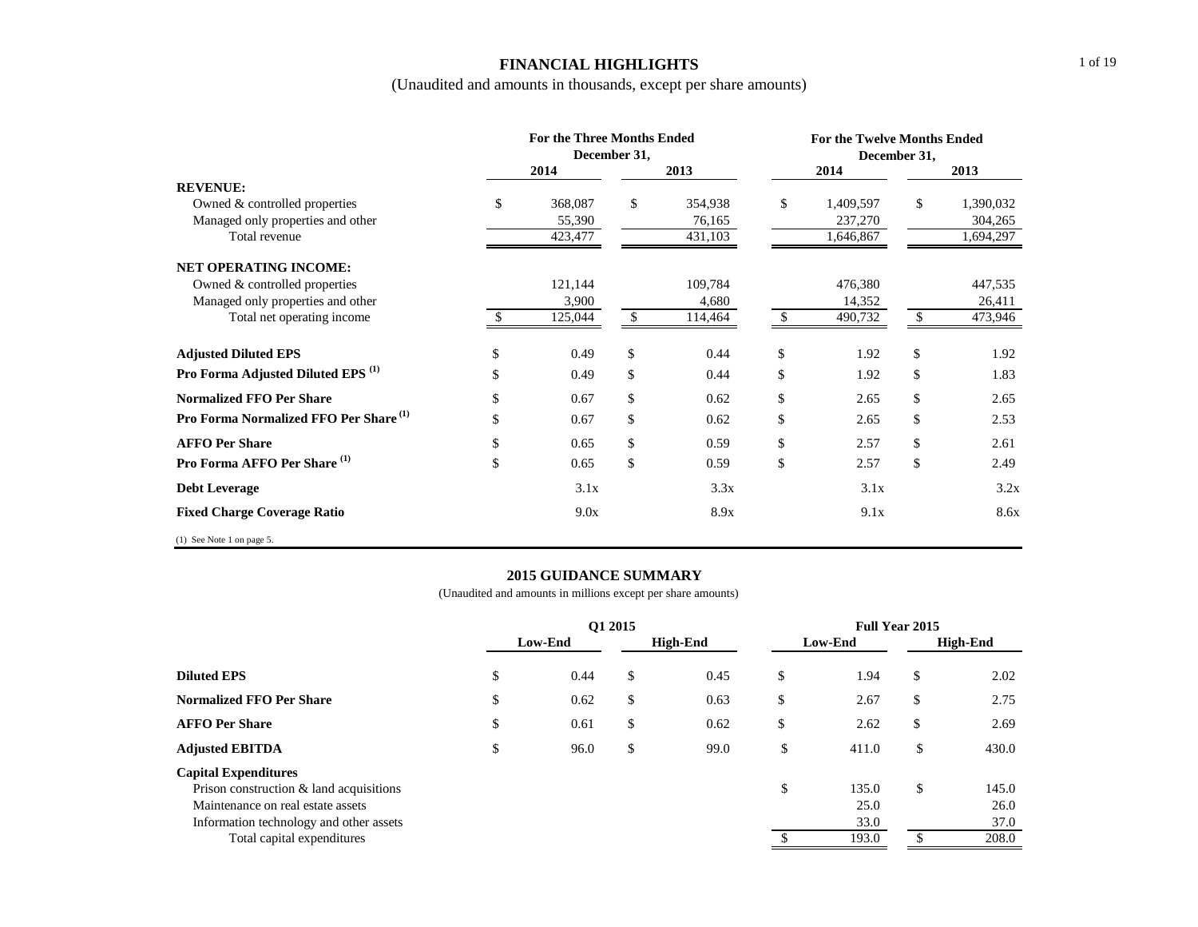# FINANCIAL HIGHLIGHTS

(Unaudited and amounts in thousands, except per share amounts)

| | For the Three Months Ended December 31, | | For the Twelve Months Ended December 31, | |
|---|---|---|---|---|
| | 2014 | 2013 | 2014 | 2013 |
| **REVENUE:** | | | | |
| Owned & controlled properties | $ 368,087 | $ 354,938 | $ 1,409,597 | $ 1,390,032 |
| Managed only properties and other | 55,390 | 76,165 | 237,270 | 304,265 |
| Total revenue | 423,477 | 431,103 | 1,646,867 | 1,694,297 |
| **NET OPERATING INCOME:** | | | | |
| Owned & controlled properties | 121,144 | 109,784 | 476,380 | 447,535 |
| Managed only properties and other | 3,900 | 4,680 | 14,352 | 26,411 |
| Total net operating income | $ 125,044 | $ 114,464 | $ 490,732 | $ 473,946 |
| **Adjusted Diluted EPS** | $ 0.49 | $ 0.44 | $ 1.92 | $ 1.92 |
| **Pro Forma Adjusted Diluted EPS (1)** | $ 0.49 | $ 0.44 | $ 1.92 | $ 1.83 |
| **Normalized FFO Per Share** | $ 0.67 | $ 0.62 | $ 2.65 | $ 2.65 |
| **Pro Forma Normalized FFO Per Share (1)** | $ 0.67 | $ 0.62 | $ 2.65 | $ 2.53 |
| **AFFO Per Share** | $ 0.65 | $ 0.59 | $ 2.57 | $ 2.61 |
| **Pro Forma AFFO Per Share (1)** | $ 0.65 | $ 0.59 | $ 2.57 | $ 2.49 |
| **Debt Leverage** | 3.1x | 3.3x | 3.1x | 3.2x |
| **Fixed Charge Coverage Ratio** | 9.0x | 8.9x | 9.1x | 8.6x |

(1) See Note 1 on page 5.

## 2015 GUIDANCE SUMMARY

(Unaudited and amounts in millions except per share amounts)

| | Q1 2015 | | Full Year 2015 | |
|---|---|---|---|---|
| | Low-End | High-End | Low-End | High-End |
| **Diluted EPS** | $ 0.44 | $ 0.45 | $ 1.94 | $ 2.02 |
| **Normalized FFO Per Share** | $ 0.62 | $ 0.63 | $ 2.67 | $ 2.75 |
| **AFFO Per Share** | $ 0.61 | $ 0.62 | $ 2.62 | $ 2.69 |
| **Adjusted EBITDA** | $ 96.0 | $ 99.0 | $ 411.0 | $ 430.0 |
| **Capital Expenditures** | | | | |
| Prison construction & land acquisitions | | | $ 135.0 | $ 145.0 |
| Maintenance on real estate assets | | | 25.0 | 26.0 |
| Information technology and other assets | | | 33.0 | 37.0 |
| Total capital expenditures | | | $ 193.0 | $ 208.0 |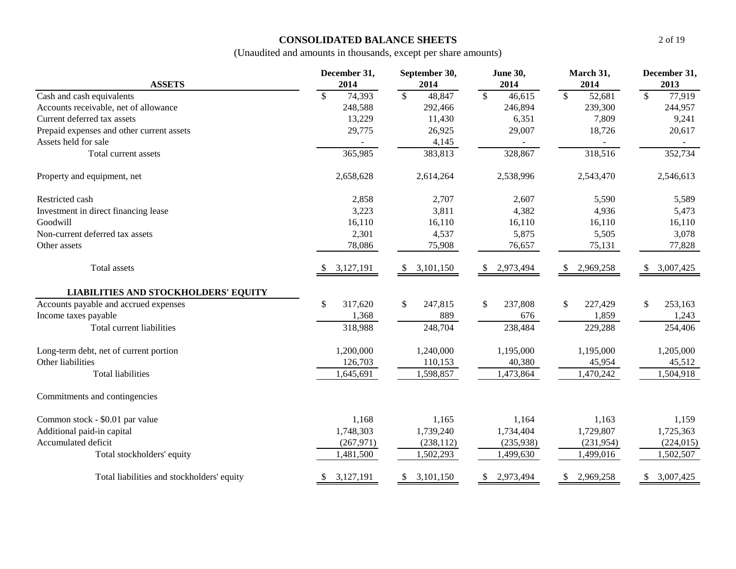# CONSOLIDATED BALANCE SHEETS

(Unaudited and amounts in thousands, except per share amounts)

| ASSETS | December 31, 2014 | September 30, 2014 | June 30, 2014 | March 31, 2014 | December 31, 2013 |
|---|---|---|---|---|---|
| Cash and cash equivalents | $ 74,393 | $ 48,847 | $ 46,615 | $ 52,681 | $ 77,919 |
| Accounts receivable, net of allowance | 248,588 | 292,466 | 246,894 | 239,300 | 244,957 |
| Current deferred tax assets | 13,229 | 11,430 | 6,351 | 7,809 | 9,241 |
| Prepaid expenses and other current assets | 29,775 | 26,925 | 29,007 | 18,726 | 20,617 |
| Assets held for sale | - | 4,145 | - | - | - |
| Total current assets | 365,985 | 383,813 | 328,867 | 318,516 | 352,734 |
| Property and equipment, net | 2,658,628 | 2,614,264 | 2,538,996 | 2,543,470 | 2,546,613 |
| Restricted cash | 2,858 | 2,707 | 2,607 | 5,590 | 5,589 |
| Investment in direct financing lease | 3,223 | 3,811 | 4,382 | 4,936 | 5,473 |
| Goodwill | 16,110 | 16,110 | 16,110 | 16,110 | 16,110 |
| Non-current deferred tax assets | 2,301 | 4,537 | 5,875 | 5,505 | 3,078 |
| Other assets | 78,086 | 75,908 | 76,657 | 75,131 | 77,828 |
| Total assets | $ 3,127,191 | $ 3,101,150 | $ 2,973,494 | $ 2,969,258 | $ 3,007,425 |
| **LIABILITIES AND STOCKHOLDERS' EQUITY** | | | | | |
| Accounts payable and accrued expenses | $ 317,620 | $ 247,815 | $ 237,808 | $ 227,429 | $ 253,163 |
| Income taxes payable | 1,368 | 889 | 676 | 1,859 | 1,243 |
| Total current liabilities | 318,988 | 248,704 | 238,484 | 229,288 | 254,406 |
| Long-term debt, net of current portion | 1,200,000 | 1,240,000 | 1,195,000 | 1,195,000 | 1,205,000 |
| Other liabilities | 126,703 | 110,153 | 40,380 | 45,954 | 45,512 |
| Total liabilities | 1,645,691 | 1,598,857 | 1,473,864 | 1,470,242 | 1,504,918 |
| Commitments and contingencies | | | | | |
| Common stock - $0.01 par value | 1,168 | 1,165 | 1,164 | 1,163 | 1,159 |
| Additional paid-in capital | 1,748,303 | 1,739,240 | 1,734,404 | 1,729,807 | 1,725,363 |
| Accumulated deficit | (267,971) | (238,112) | (235,938) | (231,954) | (224,015) |
| Total stockholders' equity | 1,481,500 | 1,502,293 | 1,499,630 | 1,499,016 | 1,502,507 |
| Total liabilities and stockholders' equity | $ 3,127,191 | $ 3,101,150 | $ 2,973,494 | $ 2,969,258 | $ 3,007,425 |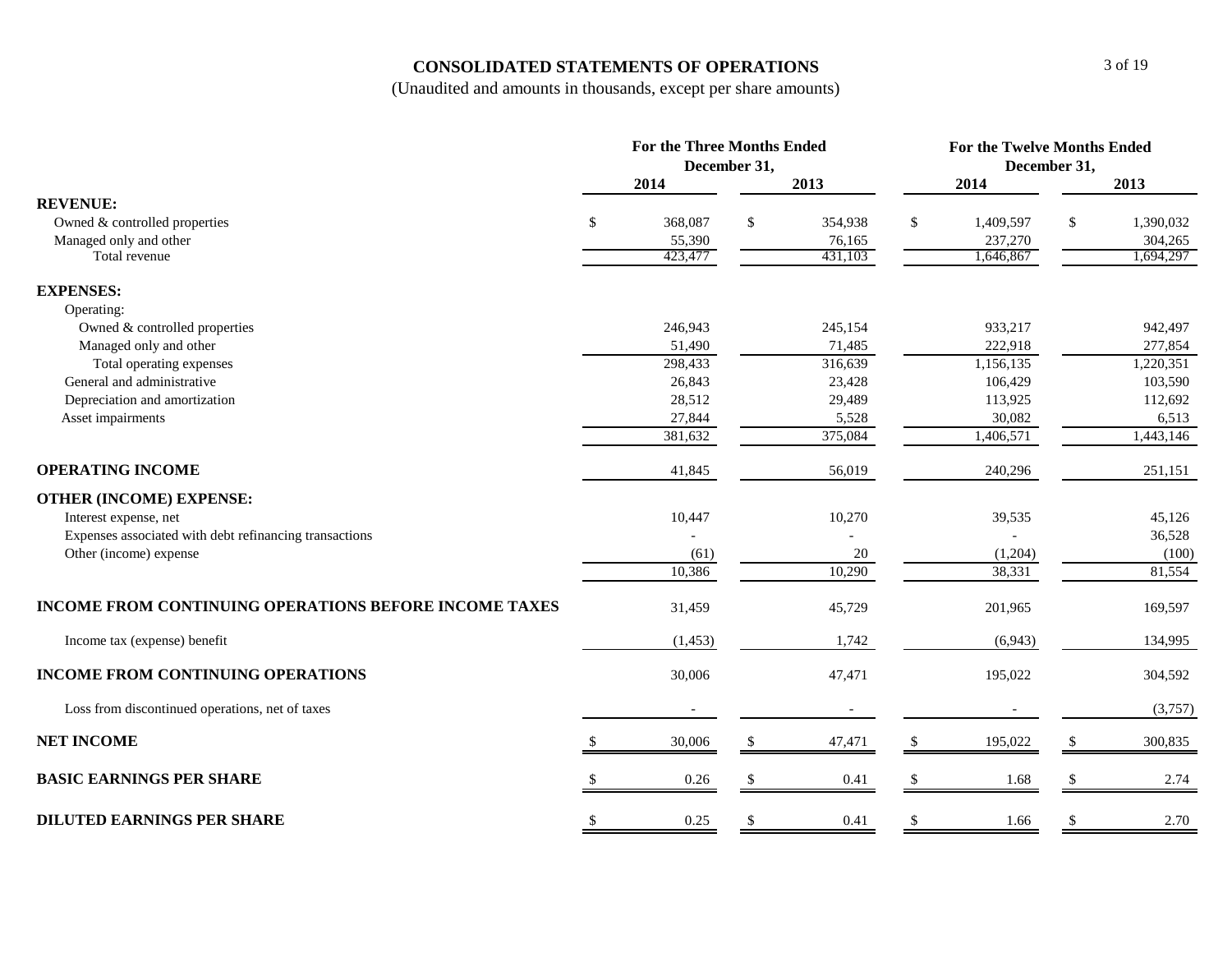# CONSOLIDATED STATEMENTS OF OPERATIONS

(Unaudited and amounts in thousands, except per share amounts)

| | For the Three Months Ended December 31, | | For the Twelve Months Ended December 31, | |
|---|---|---|---|---|
| | 2014 | 2013 | 2014 | 2013 |
| **REVENUE:** | | | | |
| Owned & controlled properties | $ 368,087 | $ 354,938 | $ 1,409,597 | $ 1,390,032 |
| Managed only and other | 55,390 | 76,165 | 237,270 | 304,265 |
| Total revenue | 423,477 | 431,103 | 1,646,867 | 1,694,297 |
| **EXPENSES:** | | | | |
| Operating: | | | | |
| Owned & controlled properties | 246,943 | 245,154 | 933,217 | 942,497 |
| Managed only and other | 51,490 | 71,485 | 222,918 | 277,854 |
| Total operating expenses | 298,433 | 316,639 | 1,156,135 | 1,220,351 |
| General and administrative | 26,843 | 23,428 | 106,429 | 103,590 |
| Depreciation and amortization | 28,512 | 29,489 | 113,925 | 112,692 |
| Asset impairments | 27,844 | 5,528 | 30,082 | 6,513 |
| | 381,632 | 375,084 | 1,406,571 | 1,443,146 |
| **OPERATING INCOME** | 41,845 | 56,019 | 240,296 | 251,151 |
| **OTHER (INCOME) EXPENSE:** | | | | |
| Interest expense, net | 10,447 | 10,270 | 39,535 | 45,126 |
| Expenses associated with debt refinancing transactions | - | - | - | 36,528 |
| Other (income) expense | (61) | 20 | (1,204) | (100) |
| | 10,386 | 10,290 | 38,331 | 81,554 |
| **INCOME FROM CONTINUING OPERATIONS BEFORE INCOME TAXES** | 31,459 | 45,729 | 201,965 | 169,597 |
| Income tax (expense) benefit | (1,453) | 1,742 | (6,943) | 134,995 |
| **INCOME FROM CONTINUING OPERATIONS** | 30,006 | 47,471 | 195,022 | 304,592 |
| Loss from discontinued operations, net of taxes | - | - | - | (3,757) |
| **NET INCOME** | $ 30,006 | $ 47,471 | $ 195,022 | $ 300,835 |
| **BASIC EARNINGS PER SHARE** | $ 0.26 | $ 0.41 | $ 1.68 | $ 2.74 |
| **DILUTED EARNINGS PER SHARE** | $ 0.25 | $ 0.41 | $ 1.66 | $ 2.70 |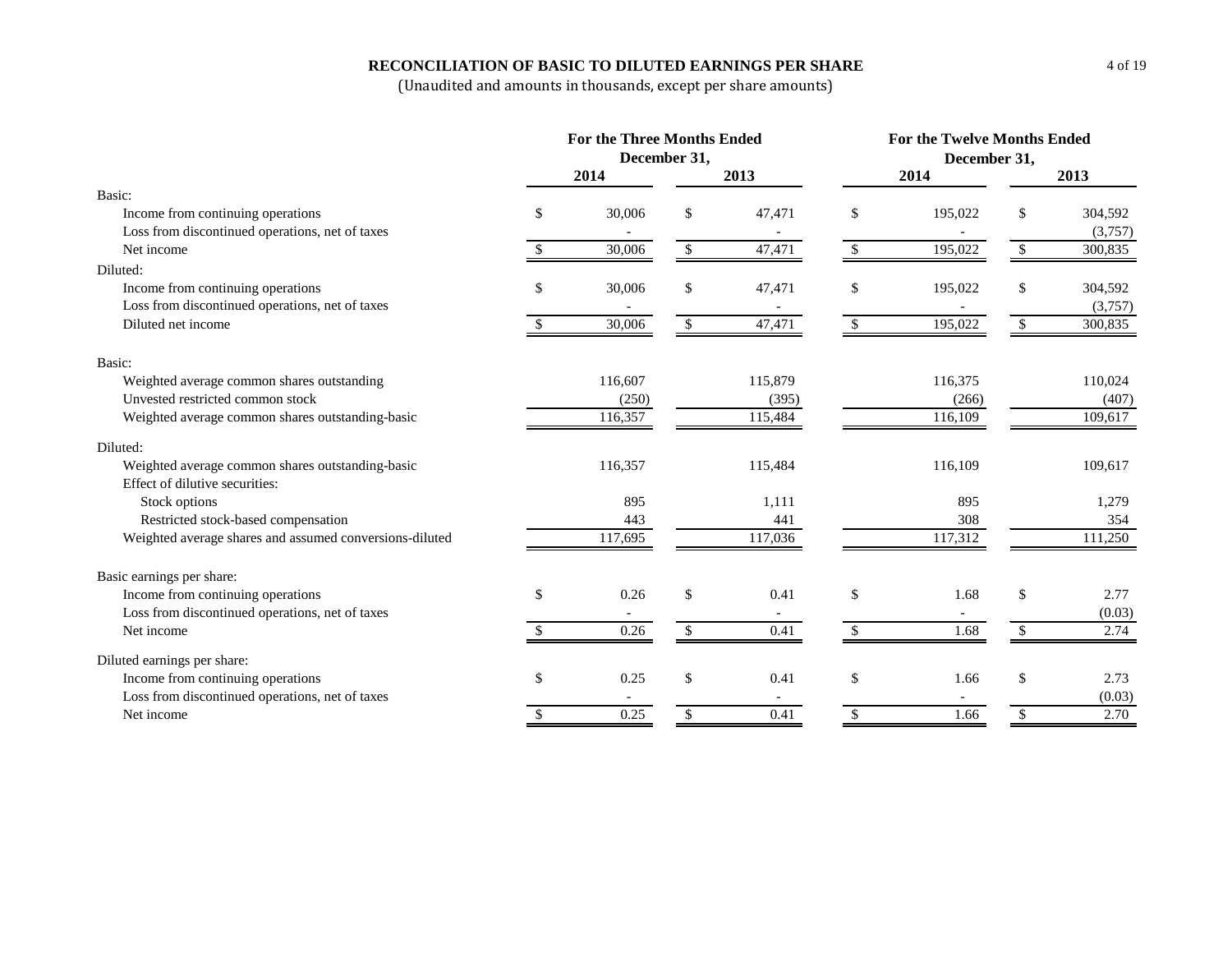**RECONCILIATION OF BASIC TO DILUTED EARNINGS PER SHARE**

(Unaudited and amounts in thousands, except per share amounts)

| | For the Three Months Ended December 31, | | For the Twelve Months Ended December 31, | |
|---|---|---|---|---|
| | 2014 | 2013 | 2014 | 2013 |
| Basic: | | | | |
| Income from continuing operations | $ 30,006 | $ 47,471 | $ 195,022 | $ 304,592 |
| Loss from discontinued operations, net of taxes | - | - | - | (3,757) |
| Net income | $ 30,006 | $ 47,471 | $ 195,022 | $ 300,835 |
| Diluted: | | | | |
| Income from continuing operations | $ 30,006 | $ 47,471 | $ 195,022 | $ 304,592 |
| Loss from discontinued operations, net of taxes | - | - | - | (3,757) |
| Diluted net income | $ 30,006 | $ 47,471 | $ 195,022 | $ 300,835 |
| Basic: | | | | |
| Weighted average common shares outstanding | 116,607 | 115,879 | 116,375 | 110,024 |
| Unvested restricted common stock | (250) | (395) | (266) | (407) |
| Weighted average common shares outstanding-basic | 116,357 | 115,484 | 116,109 | 109,617 |
| Diluted: | | | | |
| Weighted average common shares outstanding-basic | 116,357 | 115,484 | 116,109 | 109,617 |
| Effect of dilutive securities: | | | | |
| Stock options | 895 | 1,111 | 895 | 1,279 |
| Restricted stock-based compensation | 443 | 441 | 308 | 354 |
| Weighted average shares and assumed conversions-diluted | 117,695 | 117,036 | 117,312 | 111,250 |
| Basic earnings per share: | | | | |
| Income from continuing operations | $ 0.26 | $ 0.41 | $ 1.68 | $ 2.77 |
| Loss from discontinued operations, net of taxes | - | - | - | (0.03) |
| Net income | $ 0.26 | $ 0.41 | $ 1.68 | $ 2.74 |
| Diluted earnings per share: | | | | |
| Income from continuing operations | $ 0.25 | $ 0.41 | $ 1.66 | $ 2.73 |
| Loss from discontinued operations, net of taxes | - | - | - | (0.03) |
| Net income | $ 0.25 | $ 0.41 | $ 1.66 | $ 2.70 |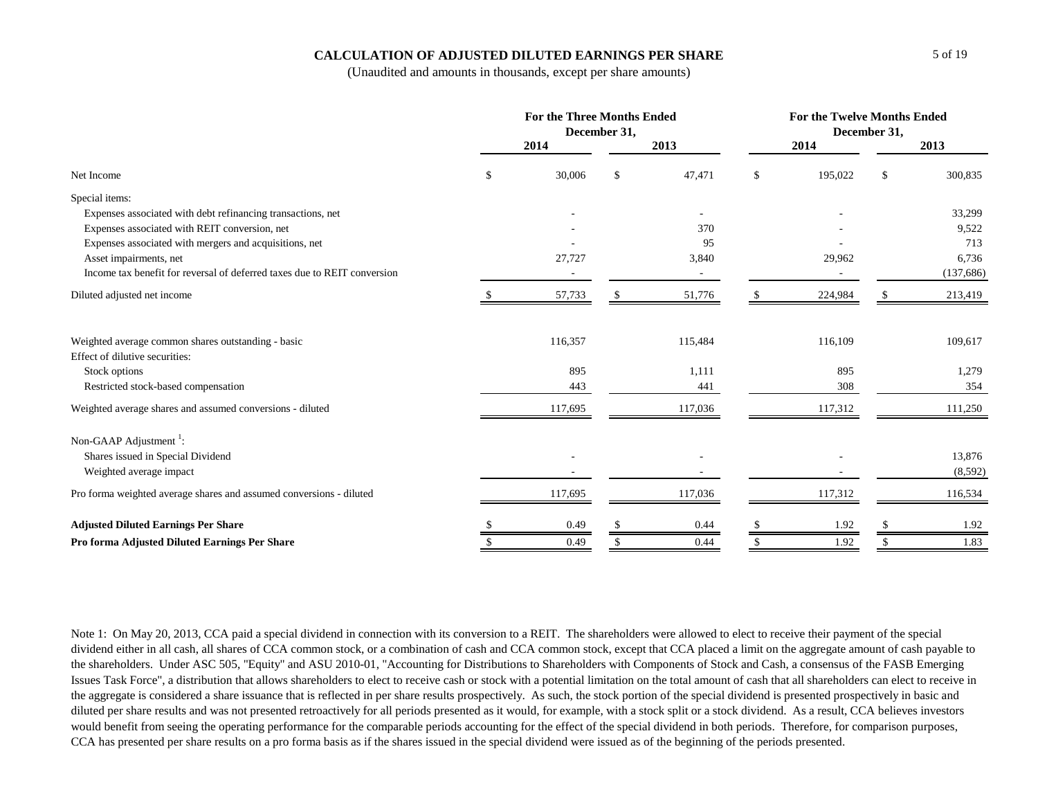# CALCULATION OF ADJUSTED DILUTED EARNINGS PER SHARE

(Unaudited and amounts in thousands, except per share amounts)

| | For the Three Months Ended December 31, | | For the Twelve Months Ended December 31, | |
|---|---|---|---|---|
| | 2014 | 2013 | 2014 | 2013 |
| Net Income | $ 30,006 | $ 47,471 | $ 195,022 | $ 300,835 |
| Special items: | | | | |
| Expenses associated with debt refinancing transactions, net | - | - | - | 33,299 |
| Expenses associated with REIT conversion, net | - | 370 | - | 9,522 |
| Expenses associated with mergers and acquisitions, net | - | 95 | - | 713 |
| Asset impairments, net | 27,727 | 3,840 | 29,962 | 6,736 |
| Income tax benefit for reversal of deferred taxes due to REIT conversion | - | - | - | (137,686) |
| Diluted adjusted net income | $ 57,733 | $ 51,776 | $ 224,984 | $ 213,419 |
| | | | | |
| Weighted average common shares outstanding - basic | 116,357 | 115,484 | 116,109 | 109,617 |
| Effect of dilutive securities: | | | | |
| Stock options | 895 | 1,111 | 895 | 1,279 |
| Restricted stock-based compensation | 443 | 441 | 308 | 354 |
| Weighted average shares and assumed conversions - diluted | 117,695 | 117,036 | 117,312 | 111,250 |
| | | | | |
| Non-GAAP Adjustment [1]: | | | | |
| Shares issued in Special Dividend | - | - | - | 13,876 |
| Weighted average impact | - | - | - | (8,592) |
| Pro forma weighted average shares and assumed conversions - diluted | 117,695 | 117,036 | 117,312 | 116,534 |
| | | | | |
| **Adjusted Diluted Earnings Per Share** | $ 0.49 | $ 0.44 | $ 1.92 | $ 1.92 |
| **Pro forma Adjusted Diluted Earnings Per Share** | $ 0.49 | $ 0.44 | $ 1.92 | $ 1.83 |

Note 1: On May 20, 2013, CCA paid a special dividend in connection with its conversion to a REIT. The shareholders were allowed to elect to receive their payment of the special dividend either in all cash, all shares of CCA common stock, or a combination of cash and CCA common stock, except that CCA placed a limit on the aggregate amount of cash payable to the shareholders. Under ASC 505, "Equity" and ASU 2010-01, "Accounting for Distributions to Shareholders with Components of Stock and Cash, a consensus of the FASB Emerging Issues Task Force", a distribution that allows shareholders to elect to receive cash or stock with a potential limitation on the total amount of cash that all shareholders can elect to receive in the aggregate is considered a share issuance that is reflected in per share results prospectively. As such, the stock portion of the special dividend is presented prospectively in basic and diluted per share results and was not presented retroactively for all periods presented as it would, for example, with a stock split or a stock dividend. As a result, CCA believes investors would benefit from seeing the operating performance for the comparable periods accounting for the effect of the special dividend in both periods. Therefore, for comparison purposes, CCA has presented per share results on a pro forma basis as if the shares issued in the special dividend were issued as of the beginning of the periods presented.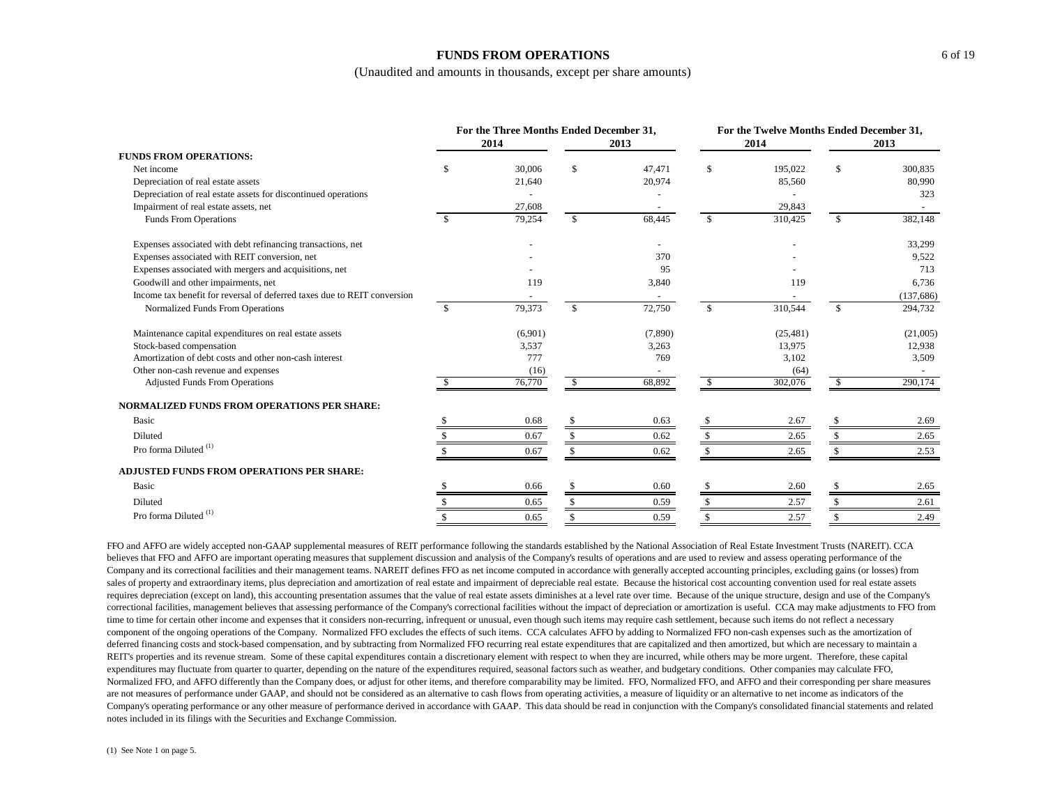# FUNDS FROM OPERATIONS

(Unaudited and amounts in thousands, except per share amounts)

| | For the Three Months Ended December 31, | | For the Twelve Months Ended December 31, | |
|---|---|---|---|---|
| | 2014 | 2013 | 2014 | 2013 |
| **FUNDS FROM OPERATIONS:** | | | | |
| Net income | $ 30,006 | $ 47,471 | $ 195,022 | $ 300,835 |
| Depreciation of real estate assets | 21,640 | 20,974 | 85,560 | 80,990 |
| Depreciation of real estate assets for discontinued operations | - | - | - | 323 |
| Impairment of real estate assets, net | 27,608 | - | 29,843 | - |
| Funds From Operations | $ 79,254 | $ 68,445 | $ 310,425 | $ 382,148 |
| Expenses associated with debt refinancing transactions, net | - | - | - | 33,299 |
| Expenses associated with REIT conversion, net | - | 370 | - | 9,522 |
| Expenses associated with mergers and acquisitions, net | - | 95 | - | 713 |
| Goodwill and other impairments, net | 119 | 3,840 | 119 | 6,736 |
| Income tax benefit for reversal of deferred taxes due to REIT conversion | - | - | - | (137,686) |
| Normalized Funds From Operations | $ 79,373 | $ 72,750 | $ 310,544 | $ 294,732 |
| Maintenance capital expenditures on real estate assets | (6,901) | (7,890) | (25,481) | (21,005) |
| Stock-based compensation | 3,537 | 3,263 | 13,975 | 12,938 |
| Amortization of debt costs and other non-cash interest | 777 | 769 | 3,102 | 3,509 |
| Other non-cash revenue and expenses | (16) | - | (64) | - |
| Adjusted Funds From Operations | $ 76,770 | $ 68,892 | $ 302,076 | $ 290,174 |
| **NORMALIZED FUNDS FROM OPERATIONS PER SHARE:** | | | | |
| Basic | $ 0.68 | $ 0.63 | $ 2.67 | $ 2.69 |
| Diluted | $ 0.67 | $ 0.62 | $ 2.65 | $ 2.65 |
| Pro forma Diluted [(1)] | $ 0.67 | $ 0.62 | $ 2.65 | $ 2.53 |
| **ADJUSTED FUNDS FROM OPERATIONS PER SHARE:** | | | | |
| Basic | $ 0.66 | $ 0.60 | $ 2.60 | $ 2.65 |
| Diluted | $ 0.65 | $ 0.59 | $ 2.57 | $ 2.61 |
| Pro forma Diluted [(1)] | $ 0.65 | $ 0.59 | $ 2.57 | $ 2.49 |

FFO and AFFO are widely accepted non-GAAP supplemental measures of REIT performance following the standards established by the National Association of Real Estate Investment Trusts (NAREIT). CCA believes that FFO and AFFO are important operating measures that supplement discussion and analysis of the Company's results of operations and are used to review and assess operating performance of the Company and its correctional facilities and their management teams. NAREIT defines FFO as net income computed in accordance with generally accepted accounting principles, excluding gains (or losses) from sales of property and extraordinary items, plus depreciation and amortization of real estate and impairment of depreciable real estate. Because the historical cost accounting convention used for real estate assets requires depreciation (except on land), this accounting presentation assumes that the value of real estate assets diminishes at a level rate over time. Because of the unique structure, design and use of the Company's correctional facilities, management believes that assessing performance of the Company's correctional facilities without the impact of depreciation or amortization is useful. CCA may make adjustments to FFO from time to time for certain other income and expenses that it considers non-recurring, infrequent or unusual, even though such items may require cash settlement, because such items do not reflect a necessary component of the ongoing operations of the Company. Normalized FFO excludes the effects of such items. CCA calculates AFFO by adding to Normalized FFO non-cash expenses such as the amortization of deferred financing costs and stock-based compensation, and by subtracting from Normalized FFO recurring real estate expenditures that are capitalized and then amortized, but which are necessary to maintain a REIT's properties and its revenue stream. Some of these capital expenditures contain a discretionary element with respect to when they are incurred, while others may be more urgent. Therefore, these capital expenditures may fluctuate from quarter to quarter, depending on the nature of the expenditures required, seasonal factors such as weather, and budgetary conditions. Other companies may calculate FFO, Normalized FFO, and AFFO differently than the Company does, or adjust for other items, and therefore comparability may be limited. FFO, Normalized FFO, and AFFO and their corresponding per share measures are not measures of performance under GAAP, and should not be considered as an alternative to cash flows from operating activities, a measure of liquidity or an alternative to net income as indicators of the Company's operating performance or any other measure of performance derived in accordance with GAAP. This data should be read in conjunction with the Company's consolidated financial statements and related notes included in its filings with the Securities and Exchange Commission.

(1) See Note 1 on page 5.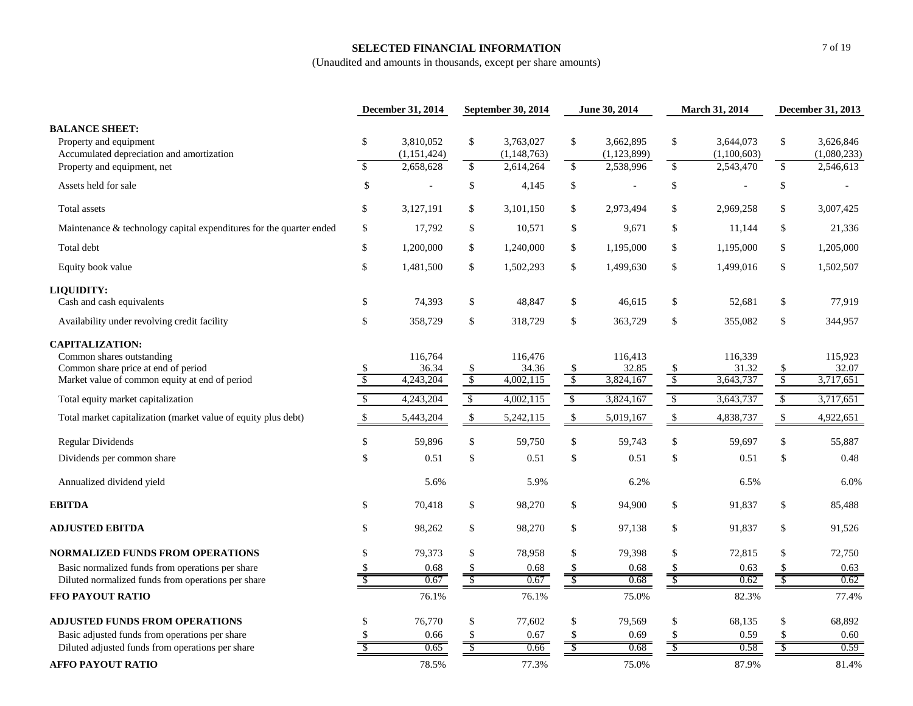# SELECTED FINANCIAL INFORMATION

(Unaudited and amounts in thousands, except per share amounts)

| | December 31, 2014 | September 30, 2014 | June 30, 2014 | March 31, 2014 | December 31, 2013 |
|---|---|---|---|---|---|
| **BALANCE SHEET:** | | | | | |
| Property and equipment | $ 3,810,052 | $ 3,763,027 | $ 3,662,895 | $ 3,644,073 | $ 3,626,846 |
| Accumulated depreciation and amortization | (1,151,424) | (1,148,763) | (1,123,899) | (1,100,603) | (1,080,233) |
| Property and equipment, net | $ 2,658,628 | $ 2,614,264 | $ 2,538,996 | $ 2,543,470 | $ 2,546,613 |
| Assets held for sale | $ - | $ 4,145 | $ - | $ - | $ - |
| Total assets | $ 3,127,191 | $ 3,101,150 | $ 2,973,494 | $ 2,969,258 | $ 3,007,425 |
| Maintenance & technology capital expenditures for the quarter ended | $ 17,792 | $ 10,571 | $ 9,671 | $ 11,144 | $ 21,336 |
| Total debt | $ 1,200,000 | $ 1,240,000 | $ 1,195,000 | $ 1,195,000 | $ 1,205,000 |
| Equity book value | $ 1,481,500 | $ 1,502,293 | $ 1,499,630 | $ 1,499,016 | $ 1,502,507 |
| **LIQUIDITY:** | | | | | |
| Cash and cash equivalents | $ 74,393 | $ 48,847 | $ 46,615 | $ 52,681 | $ 77,919 |
| Availability under revolving credit facility | $ 358,729 | $ 318,729 | $ 363,729 | $ 355,082 | $ 344,957 |
| **CAPITALIZATION:** | | | | | |
| Common shares outstanding | 116,764 | 116,476 | 116,413 | 116,339 | 115,923 |
| Common share price at end of period | $ 36.34 | $ 34.36 | $ 32.85 | $ 31.32 | $ 32.07 |
| Market value of common equity at end of period | $ 4,243,204 | $ 4,002,115 | $ 3,824,167 | $ 3,643,737 | $ 3,717,651 |
| Total equity market capitalization | $ 4,243,204 | $ 4,002,115 | $ 3,824,167 | $ 3,643,737 | $ 3,717,651 |
| Total market capitalization (market value of equity plus debt) | $ 5,443,204 | $ 5,242,115 | $ 5,019,167 | $ 4,838,737 | $ 4,922,651 |
| Regular Dividends | $ 59,896 | $ 59,750 | $ 59,743 | $ 59,697 | $ 55,887 |
| Dividends per common share | $ 0.51 | $ 0.51 | $ 0.51 | $ 0.51 | $ 0.48 |
| Annualized dividend yield | 5.6% | 5.9% | 6.2% | 6.5% | 6.0% |
| **EBITDA** | $ 70,418 | $ 98,270 | $ 94,900 | $ 91,837 | $ 85,488 |
| **ADJUSTED EBITDA** | $ 98,262 | $ 98,270 | $ 97,138 | $ 91,837 | $ 91,526 |
| **NORMALIZED FUNDS FROM OPERATIONS** | $ 79,373 | $ 78,958 | $ 79,398 | $ 72,815 | $ 72,750 |
| Basic normalized funds from operations per share | $ 0.68 | $ 0.68 | $ 0.68 | $ 0.63 | $ 0.63 |
| Diluted normalized funds from operations per share | $ 0.67 | $ 0.67 | $ 0.68 | $ 0.62 | $ 0.62 |
| **FFO PAYOUT RATIO** | 76.1% | 76.1% | 75.0% | 82.3% | 77.4% |
| **ADJUSTED FUNDS FROM OPERATIONS** | $ 76,770 | $ 77,602 | $ 79,569 | $ 68,135 | $ 68,892 |
| Basic adjusted funds from operations per share | $ 0.66 | $ 0.67 | $ 0.69 | $ 0.59 | $ 0.60 |
| Diluted adjusted funds from operations per share | $ 0.65 | $ 0.66 | $ 0.68 | $ 0.58 | $ 0.59 |
| **AFFO PAYOUT RATIO** | 78.5% | 77.3% | 75.0% | 87.9% | 81.4% |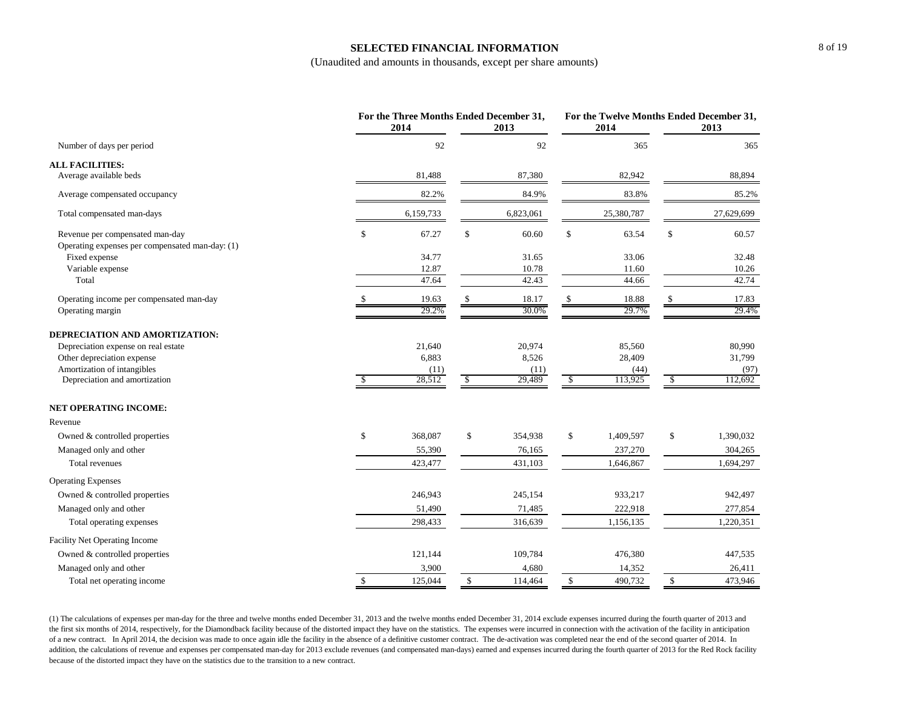# SELECTED FINANCIAL INFORMATION

(Unaudited and amounts in thousands, except per share amounts)

| | For the Three Months Ended December 31, | | For the Twelve Months Ended December 31, | |
|---|---|---|---|---|
| | 2014 | 2013 | 2014 | 2013 |
| Number of days per period | 92 | 92 | 365 | 365 |
| **ALL FACILITIES:** | | | | |
| Average available beds | 81,488 | 87,380 | 82,942 | 88,894 |
| Average compensated occupancy | 82.2% | 84.9% | 83.8% | 85.2% |
| Total compensated man-days | 6,159,733 | 6,823,061 | 25,380,787 | 27,629,699 |
| Revenue per compensated man-day | $ 67.27 | $ 60.60 | $ 63.54 | $ 60.57 |
| Operating expenses per compensated man-day: (1) | | | | |
| Fixed expense | 34.77 | 31.65 | 33.06 | 32.48 |
| Variable expense | 12.87 | 10.78 | 11.60 | 10.26 |
| Total | 47.64 | 42.43 | 44.66 | 42.74 |
| Operating income per compensated man-day | $ 19.63 | $ 18.17 | $ 18.88 | $ 17.83 |
| Operating margin | 29.2% | 30.0% | 29.7% | 29.4% |
| **DEPRECIATION AND AMORTIZATION:** | | | | |
| Depreciation expense on real estate | 21,640 | 20,974 | 85,560 | 80,990 |
| Other depreciation expense | 6,883 | 8,526 | 28,409 | 31,799 |
| Amortization of intangibles | (11) | (11) | (44) | (97) |
| Depreciation and amortization | $ 28,512 | $ 29,489 | $ 113,925 | $ 112,692 |
| **NET OPERATING INCOME:** | | | | |
| Revenue | | | | |
| Owned & controlled properties | $ 368,087 | $ 354,938 | $ 1,409,597 | $ 1,390,032 |
| Managed only and other | 55,390 | 76,165 | 237,270 | 304,265 |
| Total revenues | 423,477 | 431,103 | 1,646,867 | 1,694,297 |
| Operating Expenses | | | | |
| Owned & controlled properties | 246,943 | 245,154 | 933,217 | 942,497 |
| Managed only and other | 51,490 | 71,485 | 222,918 | 277,854 |
| Total operating expenses | 298,433 | 316,639 | 1,156,135 | 1,220,351 |
| Facility Net Operating Income | | | | |
| Owned & controlled properties | 121,144 | 109,784 | 476,380 | 447,535 |
| Managed only and other | 3,900 | 4,680 | 14,352 | 26,411 |
| Total net operating income | $ 125,044 | $ 114,464 | $ 490,732 | $ 473,946 |

(1) The calculations of expenses per man-day for the three and twelve months ended December 31, 2013 and the twelve months ended December 31, 2014 exclude expenses incurred during the fourth quarter of 2013 and the first six months of 2014, respectively, for the Diamondback facility because of the distorted impact they have on the statistics. The expenses were incurred in connection with the activation of the facility in anticipation of a new contract. In April 2014, the decision was made to once again idle the facility in the absence of a definitive customer contract. The de-activation was completed near the end of the second quarter of 2014. In addition, the calculations of revenue and expenses per compensated man-day for 2013 exclude revenues (and compensated man-days) earned and expenses incurred during the fourth quarter of 2013 for the Red Rock facility because of the distorted impact they have on the statistics due to the transition to a new contract.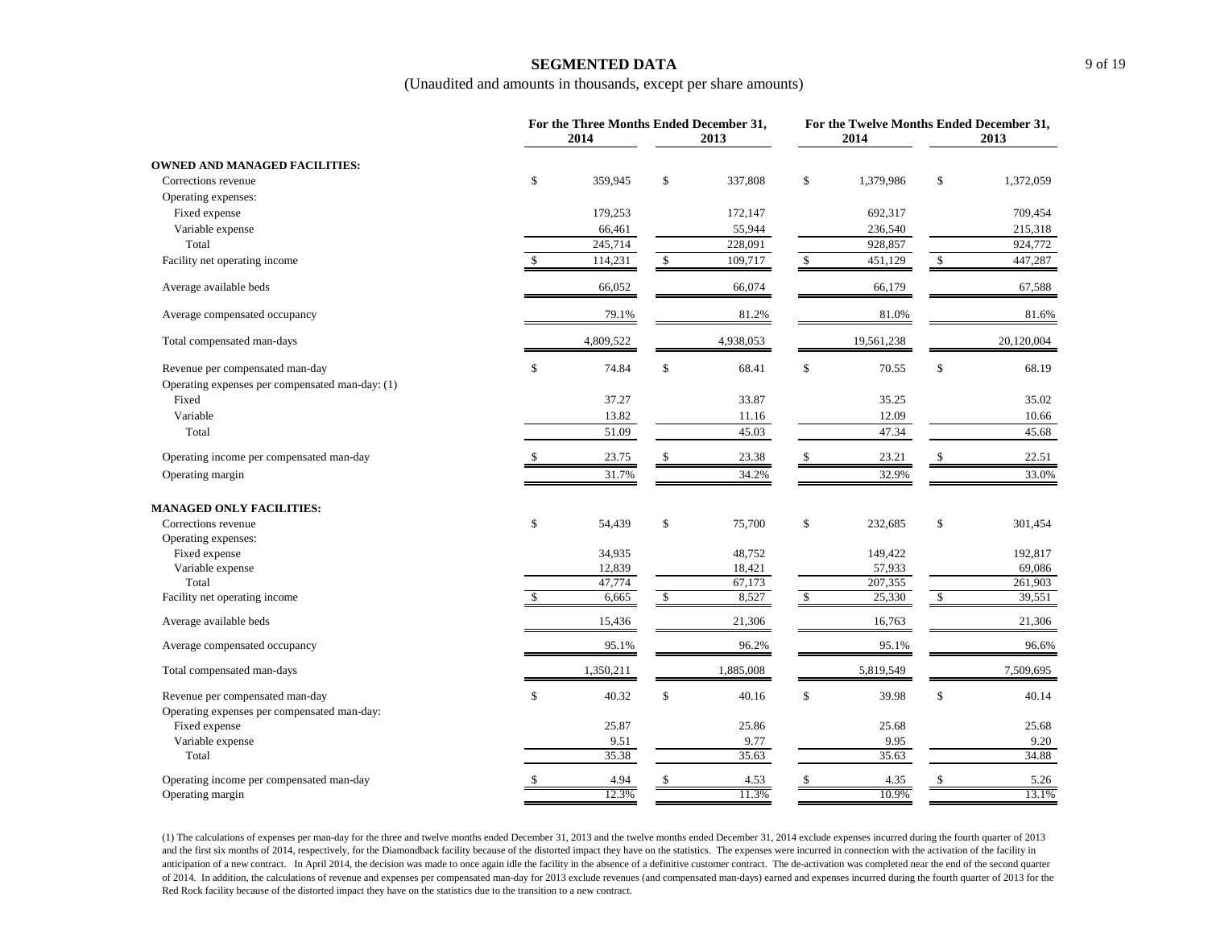## SEGMENTED DATA

(Unaudited and amounts in thousands, except per share amounts)

| | For the Three Months Ended December 31, | | For the Twelve Months Ended December 31, | |
|---|---|---|---|---|
| | 2014 | 2013 | 2014 | 2013 |
| **OWNED AND MANAGED FACILITIES:** | | | | |
| Corrections revenue | $ 359,945 | $ 337,808 | $ 1,379,986 | $ 1,372,059 |
| Operating expenses: | | | | |
| Fixed expense | 179,253 | 172,147 | 692,317 | 709,454 |
| Variable expense | 66,461 | 55,944 | 236,540 | 215,318 |
| Total | 245,714 | 228,091 | 928,857 | 924,772 |
| Facility net operating income | $ 114,231 | $ 109,717 | $ 451,129 | $ 447,287 |
| Average available beds | 66,052 | 66,074 | 66,179 | 67,588 |
| Average compensated occupancy | 79.1% | 81.2% | 81.0% | 81.6% |
| Total compensated man-days | 4,809,522 | 4,938,053 | 19,561,238 | 20,120,004 |
| Revenue per compensated man-day | $ 74.84 | $ 68.41 | $ 70.55 | $ 68.19 |
| Operating expenses per compensated man-day: (1) | | | | |
| Fixed | 37.27 | 33.87 | 35.25 | 35.02 |
| Variable | 13.82 | 11.16 | 12.09 | 10.66 |
| Total | 51.09 | 45.03 | 47.34 | 45.68 |
| Operating income per compensated man-day | $ 23.75 | $ 23.38 | $ 23.21 | $ 22.51 |
| Operating margin | 31.7% | 34.2% | 32.9% | 33.0% |
| **MANAGED ONLY FACILITIES:** | | | | |
| Corrections revenue | $ 54,439 | $ 75,700 | $ 232,685 | $ 301,454 |
| Operating expenses: | | | | |
| Fixed expense | 34,935 | 48,752 | 149,422 | 192,817 |
| Variable expense | 12,839 | 18,421 | 57,933 | 69,086 |
| Total | 47,774 | 67,173 | 207,355 | 261,903 |
| Facility net operating income | $ 6,665 | $ 8,527 | $ 25,330 | $ 39,551 |
| Average available beds | 15,436 | 21,306 | 16,763 | 21,306 |
| Average compensated occupancy | 95.1% | 96.2% | 95.1% | 96.6% |
| Total compensated man-days | 1,350,211 | 1,885,008 | 5,819,549 | 7,509,695 |
| Revenue per compensated man-day | $ 40.32 | $ 40.16 | $ 39.98 | $ 40.14 |
| Operating expenses per compensated man-day: | | | | |
| Fixed expense | 25.87 | 25.86 | 25.68 | 25.68 |
| Variable expense | 9.51 | 9.77 | 9.95 | 9.20 |
| Total | 35.38 | 35.63 | 35.63 | 34.88 |
| Operating income per compensated man-day | $ 4.94 | $ 4.53 | $ 4.35 | $ 5.26 |
| Operating margin | 12.3% | 11.3% | 10.9% | 13.1% |

(1) The calculations of expenses per man-day for the three and twelve months ended December 31, 2013 and the twelve months ended December 31, 2014 exclude expenses incurred during the fourth quarter of 2013 and the first six months of 2014, respectively, for the Diamondback facility because of the distorted impact they have on the statistics. The expenses were incurred in connection with the activation of the facility in anticipation of a new contract. In April 2014, the decision was made to once again idle the facility in the absence of a definitive customer contract. The de-activation was completed near the end of the second quarter of 2014. In addition, the calculations of revenue and expenses per compensated man-day for 2013 exclude revenues (and compensated man-days) earned and expenses incurred during the fourth quarter of 2013 for the Red Rock facility because of the distorted impact they have on the statistics due to the transition to a new contract.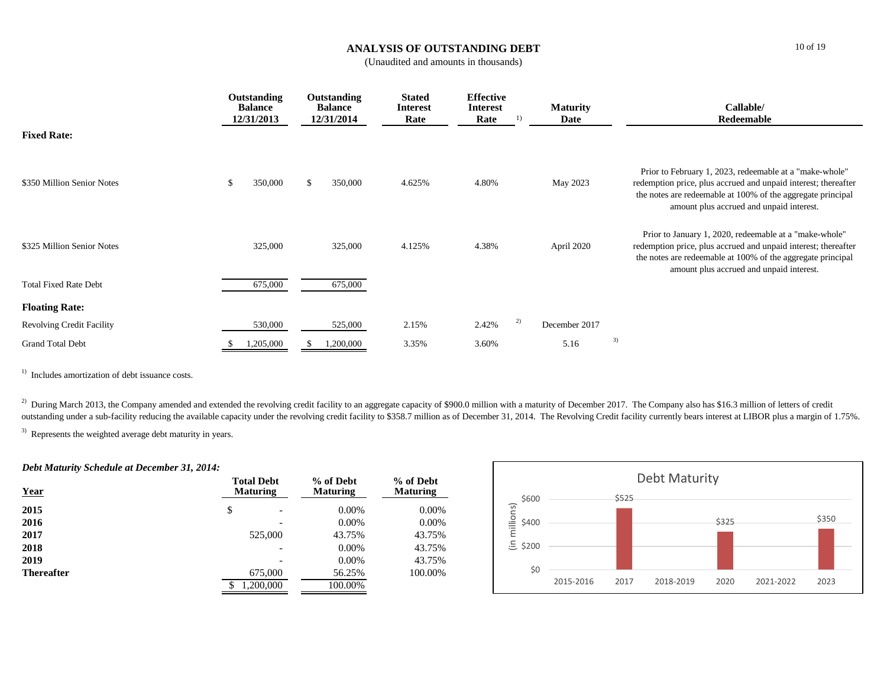# ANALYSIS OF OUTSTANDING DEBT

(Unaudited and amounts in thousands)

| | Outstanding Balance 12/31/2013 | Outstanding Balance 12/31/2014 | Stated Interest Rate | Effective Interest Rate [1] | Maturity Date | Callable/ Redeemable |
|---|---|---|---|---|---|---|
| **Fixed Rate:** | | | | | | |
| $350 Million Senior Notes | $ 350,000 | $ 350,000 | 4.625% | 4.80% | May 2023 | Prior to February 1, 2023, redeemable at a "make-whole" redemption price, plus accrued and unpaid interest; thereafter the notes are redeemable at 100% of the aggregate principal amount plus accrued and unpaid interest. |
| $325 Million Senior Notes | 325,000 | 325,000 | 4.125% | 4.38% | April 2020 | Prior to January 1, 2020, redeemable at a "make-whole" redemption price, plus accrued and unpaid interest; thereafter the notes are redeemable at 100% of the aggregate principal amount plus accrued and unpaid interest. |
| Total Fixed Rate Debt | 675,000 | 675,000 | | | | |
| **Floating Rate:** | | | | | | |
| Revolving Credit Facility | 530,000 | 525,000 | 2.15% | 2.42% [2] | December 2017 | |
| Grand Total Debt | $ 1,205,000 | $ 1,200,000 | 3.35% | 3.60% | 5.16 [3] | |

[1] Includes amortization of debt issuance costs.

[2] During March 2013, the Company amended and extended the revolving credit facility to an aggregate capacity of $900.0 million with a maturity of December 2017. The Company also has $16.3 million of letters of credit outstanding under a sub-facility reducing the available capacity under the revolving credit facility to $358.7 million as of December 31, 2014. The Revolving Credit facility currently bears interest at LIBOR plus a margin of 1.75%.

[3] Represents the weighted average debt maturity in years.

***Debt Maturity Schedule at December 31, 2014:***

| Year | Total Debt Maturing | % of Debt Maturing | % of Debt Maturing |
|---|---|---|---|
| **2015** | $ - | 0.00% | 0.00% |
| **2016** | - | 0.00% | 0.00% |
| **2017** | 525,000 | 43.75% | 43.75% |
| **2018** | - | 0.00% | 43.75% |
| **2019** | - | 0.00% | 43.75% |
| **Thereafter** | 675,000 | 56.25% | 100.00% |
| | $ 1,200,000 | 100.00% | |

**Debt Maturity**

| (in millions) | 2015-2016 | 2017 | 2018-2019 | 2020 | 2021-2022 | 2023 |
|---|---|---|---|---|---|---|
| Debt Maturing | | $525 | | $325 | | $350 |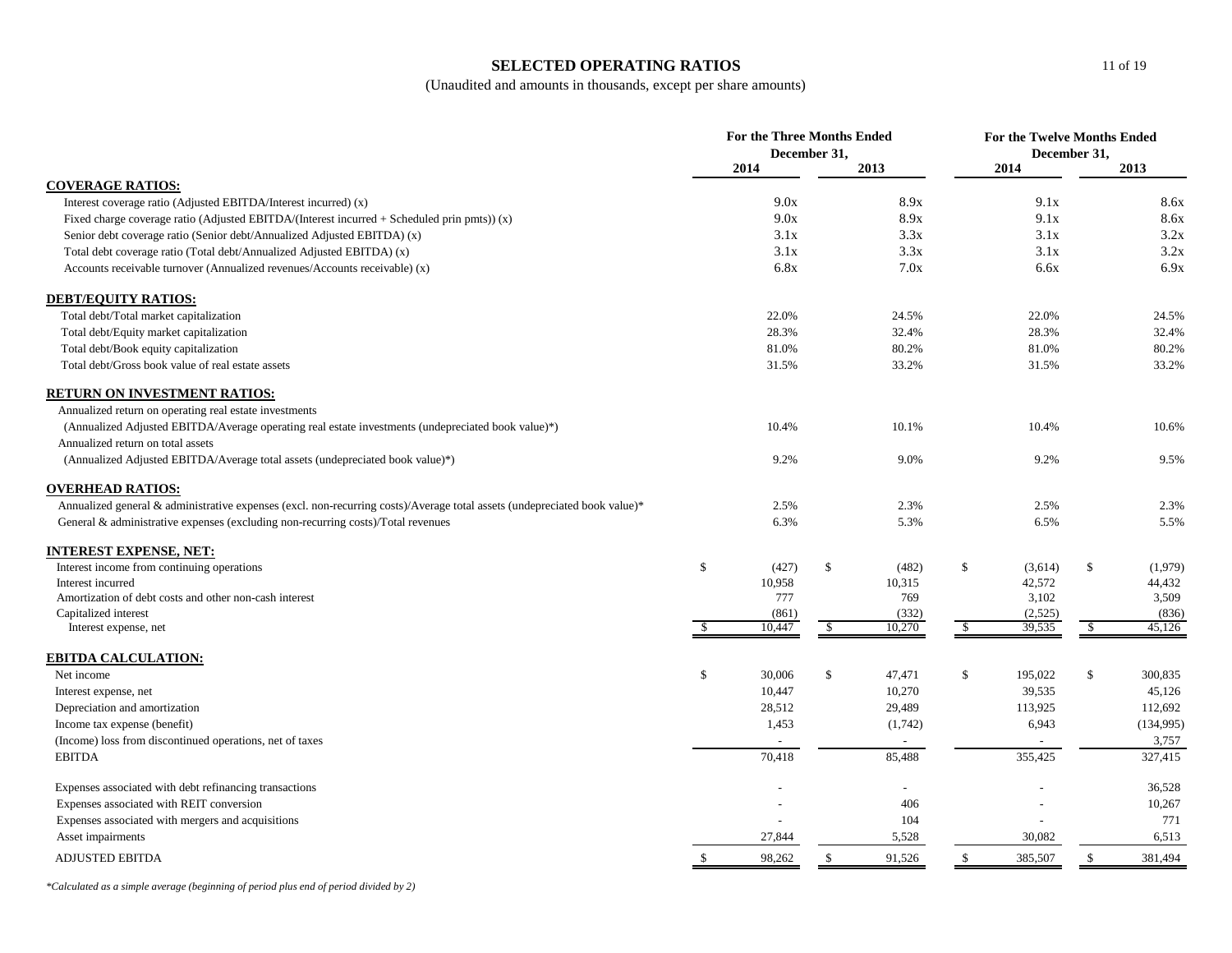# SELECTED OPERATING RATIOS

(Unaudited and amounts in thousands, except per share amounts)

| | For the Three Months Ended December 31, 2014 | For the Three Months Ended December 31, 2013 | For the Twelve Months Ended December 31, 2014 | For the Twelve Months Ended December 31, 2013 |
|---|---|---|---|---|
| **COVERAGE RATIOS:** | | | | |
| Interest coverage ratio (Adjusted EBITDA/Interest incurred) (x) | 9.0x | 8.9x | 9.1x | 8.6x |
| Fixed charge coverage ratio (Adjusted EBITDA/(Interest incurred + Scheduled prin pmts)) (x) | 9.0x | 8.9x | 9.1x | 8.6x |
| Senior debt coverage ratio (Senior debt/Annualized Adjusted EBITDA) (x) | 3.1x | 3.3x | 3.1x | 3.2x |
| Total debt coverage ratio (Total debt/Annualized Adjusted EBITDA) (x) | 3.1x | 3.3x | 3.1x | 3.2x |
| Accounts receivable turnover (Annualized revenues/Accounts receivable) (x) | 6.8x | 7.0x | 6.6x | 6.9x |
| **DEBT/EQUITY RATIOS:** | | | | |
| Total debt/Total market capitalization | 22.0% | 24.5% | 22.0% | 24.5% |
| Total debt/Equity market capitalization | 28.3% | 32.4% | 28.3% | 32.4% |
| Total debt/Book equity capitalization | 81.0% | 80.2% | 81.0% | 80.2% |
| Total debt/Gross book value of real estate assets | 31.5% | 33.2% | 31.5% | 33.2% |
| **RETURN ON INVESTMENT RATIOS:** | | | | |
| Annualized return on operating real estate investments (Annualized Adjusted EBITDA/Average operating real estate investments (undepreciated book value)*) | 10.4% | 10.1% | 10.4% | 10.6% |
| Annualized return on total assets (Annualized Adjusted EBITDA/Average total assets (undepreciated book value)*) | 9.2% | 9.0% | 9.2% | 9.5% |
| **OVERHEAD RATIOS:** | | | | |
| Annualized general & administrative expenses (excl. non-recurring costs)/Average total assets (undepreciated book value)* | 2.5% | 2.3% | 2.5% | 2.3% |
| General & administrative expenses (excluding non-recurring costs)/Total revenues | 6.3% | 5.3% | 6.5% | 5.5% |
| **INTEREST EXPENSE, NET:** | | | | |
| Interest income from continuing operations | $ (427) | $ (482) | $ (3,614) | $ (1,979) |
| Interest incurred | 10,958 | 10,315 | 42,572 | 44,432 |
| Amortization of debt costs and other non-cash interest | 777 | 769 | 3,102 | 3,509 |
| Capitalized interest | (861) | (332) | (2,525) | (836) |
| Interest expense, net | $ 10,447 | $ 10,270 | $ 39,535 | $ 45,126 |
| **EBITDA CALCULATION:** | | | | |
| Net income | $ 30,006 | $ 47,471 | $ 195,022 | $ 300,835 |
| Interest expense, net | 10,447 | 10,270 | 39,535 | 45,126 |
| Depreciation and amortization | 28,512 | 29,489 | 113,925 | 112,692 |
| Income tax expense (benefit) | 1,453 | (1,742) | 6,943 | (134,995) |
| (Income) loss from discontinued operations, net of taxes | - | - | - | 3,757 |
| EBITDA | 70,418 | 85,488 | 355,425 | 327,415 |
| Expenses associated with debt refinancing transactions | - | - | - | 36,528 |
| Expenses associated with REIT conversion | - | 406 | - | 10,267 |
| Expenses associated with mergers and acquisitions | - | 104 | - | 771 |
| Asset impairments | 27,844 | 5,528 | 30,082 | 6,513 |
| ADJUSTED EBITDA | $ 98,262 | $ 91,526 | $ 385,507 | $ 381,494 |

*Calculated as a simple average (beginning of period plus end of period divided by 2)*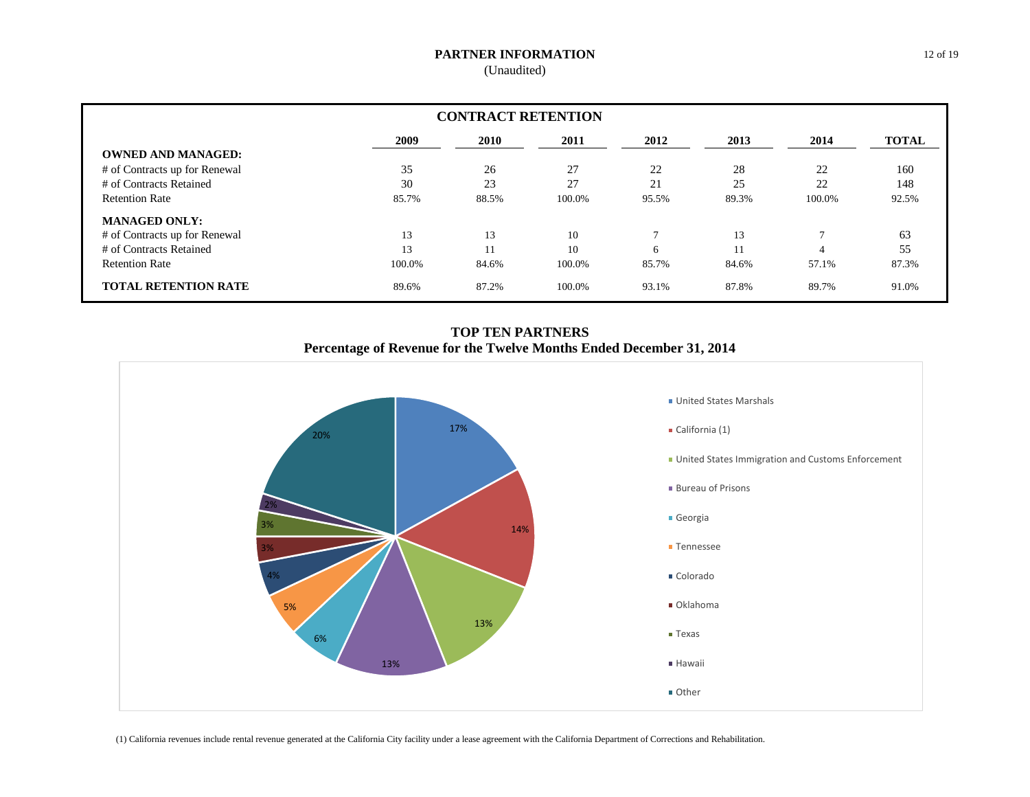# PARTNER INFORMATION

(Unaudited)

## CONTRACT RETENTION

| | 2009 | 2010 | 2011 | 2012 | 2013 | 2014 | TOTAL |
|---|---|---|---|---|---|---|---|
| **OWNED AND MANAGED:** | | | | | | | |
| # of Contracts up for Renewal | 35 | 26 | 27 | 22 | 28 | 22 | 160 |
| # of Contracts Retained | 30 | 23 | 27 | 21 | 25 | 22 | 148 |
| Retention Rate | 85.7% | 88.5% | 100.0% | 95.5% | 89.3% | 100.0% | 92.5% |
| **MANAGED ONLY:** | | | | | | | |
| # of Contracts up for Renewal | 13 | 13 | 10 | 7 | 13 | 7 | 63 |
| # of Contracts Retained | 13 | 11 | 10 | 6 | 11 | 4 | 55 |
| Retention Rate | 100.0% | 84.6% | 100.0% | 85.7% | 84.6% | 57.1% | 87.3% |
| **TOTAL RETENTION RATE** | 89.6% | 87.2% | 100.0% | 93.1% | 87.8% | 89.7% | 91.0% |

## TOP TEN PARTNERS
### Percentage of Revenue for the Twelve Months Ended December 31, 2014

| Partner | Percentage |
|---|---|
| United States Marshals | 17% |
| California (1) | 14% |
| United States Immigration and Customs Enforcement | 13% |
| Bureau of Prisons | 13% |
| Georgia | 6% |
| Tennessee | 5% |
| Colorado | 4% |
| Oklahoma | 3% |
| Texas | 3% |
| Hawaii | 2% |
| Other | 20% |

(1) California revenues include rental revenue generated at the California City facility under a lease agreement with the California Department of Corrections and Rehabilitation.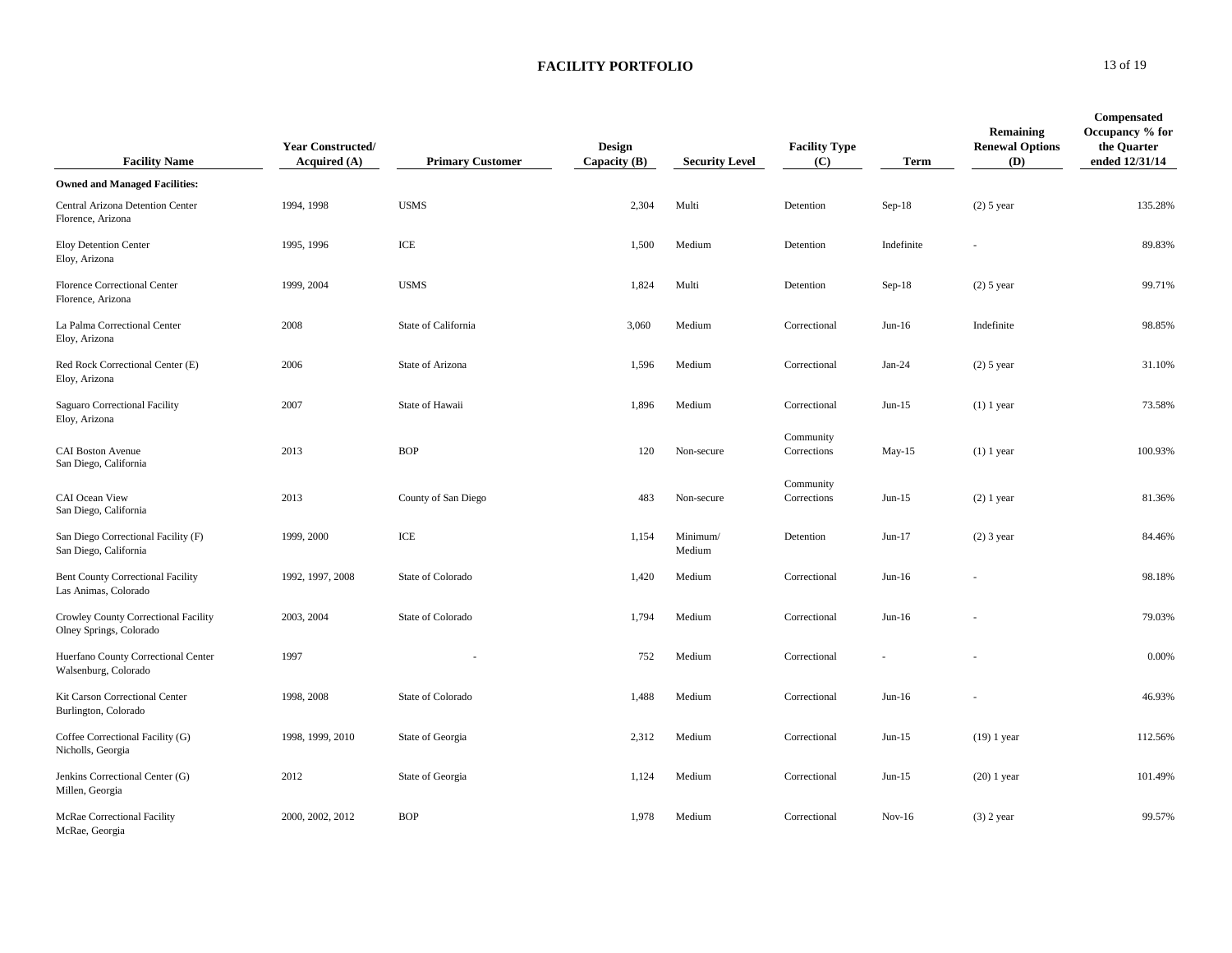# FACILITY PORTFOLIO

| Facility Name | Year Constructed/ Acquired (A) | Primary Customer | Design Capacity (B) | Security Level | Facility Type (C) | Term | Remaining Renewal Options (D) | Compensated Occupancy % for the Quarter ended 12/31/14 |
|---|---|---|---|---|---|---|---|---|
| **Owned and Managed Facilities:** | | | | | | | | |
| Central Arizona Detention Center Florence, Arizona | 1994, 1998 | USMS | 2,304 | Multi | Detention | Sep-18 | (2) 5 year | 135.28% |
| Eloy Detention Center Eloy, Arizona | 1995, 1996 | ICE | 1,500 | Medium | Detention | Indefinite | - | 89.83% |
| Florence Correctional Center Florence, Arizona | 1999, 2004 | USMS | 1,824 | Multi | Detention | Sep-18 | (2) 5 year | 99.71% |
| La Palma Correctional Center Eloy, Arizona | 2008 | State of California | 3,060 | Medium | Correctional | Jun-16 | Indefinite | 98.85% |
| Red Rock Correctional Center (E) Eloy, Arizona | 2006 | State of Arizona | 1,596 | Medium | Correctional | Jan-24 | (2) 5 year | 31.10% |
| Saguaro Correctional Facility Eloy, Arizona | 2007 | State of Hawaii | 1,896 | Medium | Correctional | Jun-15 | (1) 1 year | 73.58% |
| CAI Boston Avenue San Diego, California | 2013 | BOP | 120 | Non-secure | Community Corrections | May-15 | (1) 1 year | 100.93% |
| CAI Ocean View San Diego, California | 2013 | County of San Diego | 483 | Non-secure | Community Corrections | Jun-15 | (2) 1 year | 81.36% |
| San Diego Correctional Facility (F) San Diego, California | 1999, 2000 | ICE | 1,154 | Minimum/ Medium | Detention | Jun-17 | (2) 3 year | 84.46% |
| Bent County Correctional Facility Las Animas, Colorado | 1992, 1997, 2008 | State of Colorado | 1,420 | Medium | Correctional | Jun-16 | - | 98.18% |
| Crowley County Correctional Facility Olney Springs, Colorado | 2003, 2004 | State of Colorado | 1,794 | Medium | Correctional | Jun-16 | - | 79.03% |
| Huerfano County Correctional Center Walsenburg, Colorado | 1997 | - | 752 | Medium | Correctional | - | - | 0.00% |
| Kit Carson Correctional Center Burlington, Colorado | 1998, 2008 | State of Colorado | 1,488 | Medium | Correctional | Jun-16 | - | 46.93% |
| Coffee Correctional Facility (G) Nicholls, Georgia | 1998, 1999, 2010 | State of Georgia | 2,312 | Medium | Correctional | Jun-15 | (19) 1 year | 112.56% |
| Jenkins Correctional Center (G) Millen, Georgia | 2012 | State of Georgia | 1,124 | Medium | Correctional | Jun-15 | (20) 1 year | 101.49% |
| McRae Correctional Facility McRae, Georgia | 2000, 2002, 2012 | BOP | 1,978 | Medium | Correctional | Nov-16 | (3) 2 year | 99.57% |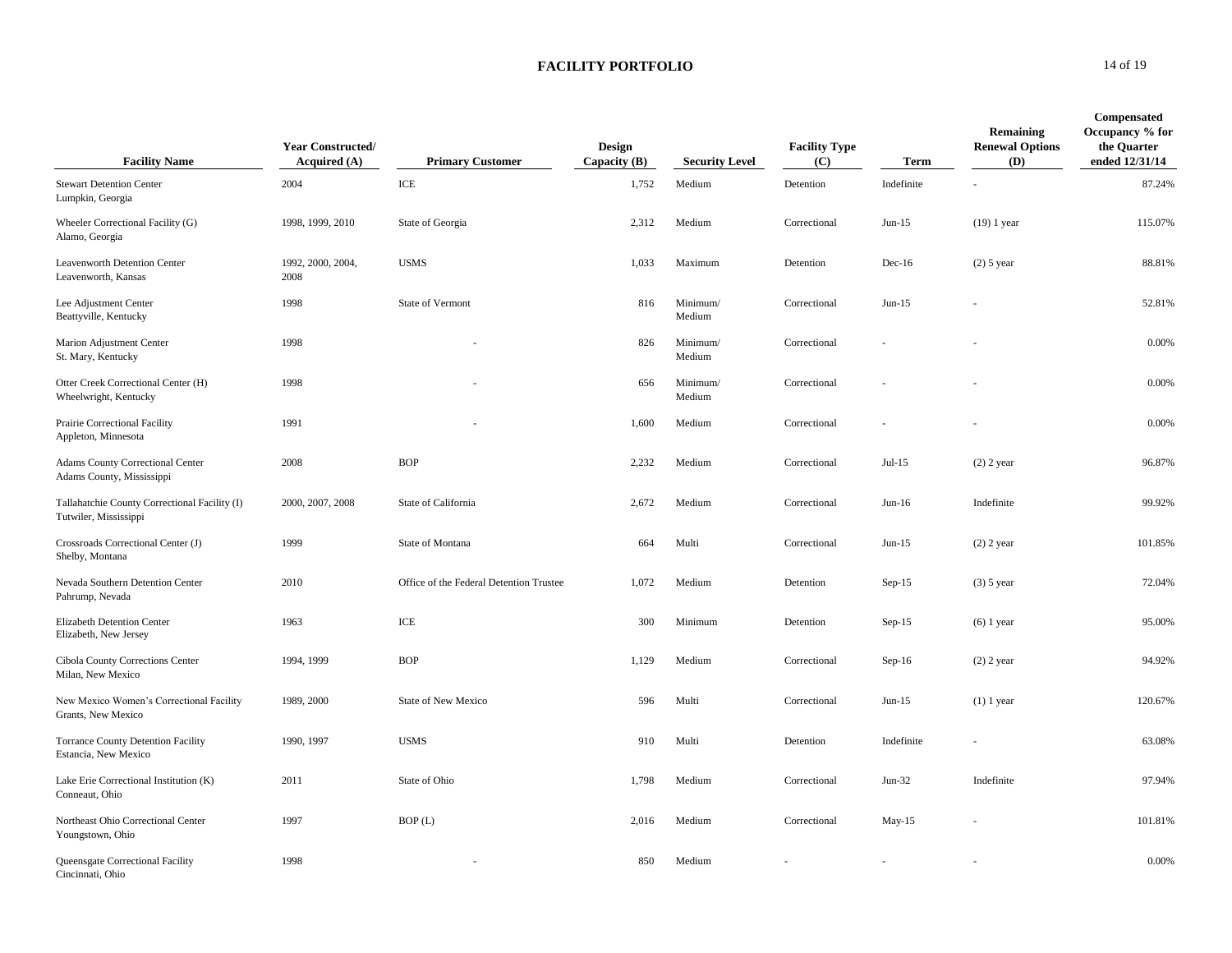# FACILITY PORTFOLIO

| Facility Name | Year Constructed/ Acquired (A) | Primary Customer | Design Capacity (B) | Security Level | Facility Type (C) | Term | Remaining Renewal Options (D) | Compensated Occupancy % for the Quarter ended 12/31/14 |
|---|---|---|---|---|---|---|---|---|
| Stewart Detention Center<br>Lumpkin, Georgia | 2004 | ICE | 1,752 | Medium | Detention | Indefinite | - | 87.24% |
| Wheeler Correctional Facility (G)<br>Alamo, Georgia | 1998, 1999, 2010 | State of Georgia | 2,312 | Medium | Correctional | Jun-15 | (19) 1 year | 115.07% |
| Leavenworth Detention Center<br>Leavenworth, Kansas | 1992, 2000, 2004, 2008 | USMS | 1,033 | Maximum | Detention | Dec-16 | (2) 5 year | 88.81% |
| Lee Adjustment Center<br>Beattyville, Kentucky | 1998 | State of Vermont | 816 | Minimum/ Medium | Correctional | Jun-15 | - | 52.81% |
| Marion Adjustment Center<br>St. Mary, Kentucky | 1998 | - | 826 | Minimum/ Medium | Correctional | - | - | 0.00% |
| Otter Creek Correctional Center (H)<br>Wheelwright, Kentucky | 1998 | - | 656 | Minimum/ Medium | Correctional | - | - | 0.00% |
| Prairie Correctional Facility<br>Appleton, Minnesota | 1991 | - | 1,600 | Medium | Correctional | - | - | 0.00% |
| Adams County Correctional Center<br>Adams County, Mississippi | 2008 | BOP | 2,232 | Medium | Correctional | Jul-15 | (2) 2 year | 96.87% |
| Tallahatchie County Correctional Facility (I)<br>Tutwiler, Mississippi | 2000, 2007, 2008 | State of California | 2,672 | Medium | Correctional | Jun-16 | Indefinite | 99.92% |
| Crossroads Correctional Center (J)<br>Shelby, Montana | 1999 | State of Montana | 664 | Multi | Correctional | Jun-15 | (2) 2 year | 101.85% |
| Nevada Southern Detention Center<br>Pahrump, Nevada | 2010 | Office of the Federal Detention Trustee | 1,072 | Medium | Detention | Sep-15 | (3) 5 year | 72.04% |
| Elizabeth Detention Center<br>Elizabeth, New Jersey | 1963 | ICE | 300 | Minimum | Detention | Sep-15 | (6) 1 year | 95.00% |
| Cibola County Corrections Center<br>Milan, New Mexico | 1994, 1999 | BOP | 1,129 | Medium | Correctional | Sep-16 | (2) 2 year | 94.92% |
| New Mexico Women's Correctional Facility<br>Grants, New Mexico | 1989, 2000 | State of New Mexico | 596 | Multi | Correctional | Jun-15 | (1) 1 year | 120.67% |
| Torrance County Detention Facility<br>Estancia, New Mexico | 1990, 1997 | USMS | 910 | Multi | Detention | Indefinite | - | 63.08% |
| Lake Erie Correctional Institution (K)<br>Conneaut, Ohio | 2011 | State of Ohio | 1,798 | Medium | Correctional | Jun-32 | Indefinite | 97.94% |
| Northeast Ohio Correctional Center<br>Youngstown, Ohio | 1997 | BOP (L) | 2,016 | Medium | Correctional | May-15 | - | 101.81% |
| Queensgate Correctional Facility<br>Cincinnati, Ohio | 1998 | - | 850 | Medium | - | - | - | 0.00% |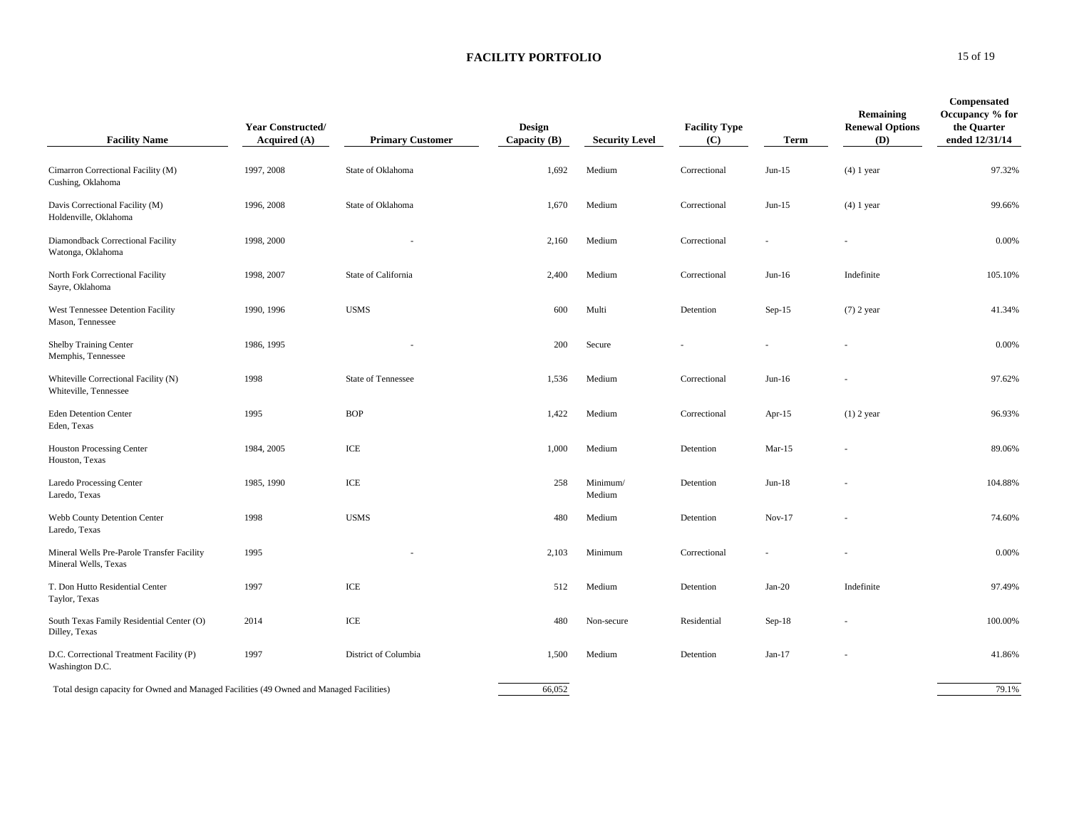## FACILITY PORTFOLIO

| Facility Name | Year Constructed/ Acquired (A) | Primary Customer | Design Capacity (B) | Security Level | Facility Type (C) | Term | Remaining Renewal Options (D) | Compensated Occupancy % for the Quarter ended 12/31/14 |
|---|---|---|---|---|---|---|---|---|
| Cimarron Correctional Facility (M) Cushing, Oklahoma | 1997, 2008 | State of Oklahoma | 1,692 | Medium | Correctional | Jun-15 | (4) 1 year | 97.32% |
| Davis Correctional Facility (M) Holdenville, Oklahoma | 1996, 2008 | State of Oklahoma | 1,670 | Medium | Correctional | Jun-15 | (4) 1 year | 99.66% |
| Diamondback Correctional Facility Watonga, Oklahoma | 1998, 2000 | - | 2,160 | Medium | Correctional | - | - | 0.00% |
| North Fork Correctional Facility Sayre, Oklahoma | 1998, 2007 | State of California | 2,400 | Medium | Correctional | Jun-16 | Indefinite | 105.10% |
| West Tennessee Detention Facility Mason, Tennessee | 1990, 1996 | USMS | 600 | Multi | Detention | Sep-15 | (7) 2 year | 41.34% |
| Shelby Training Center Memphis, Tennessee | 1986, 1995 | - | 200 | Secure | - | - | - | 0.00% |
| Whiteville Correctional Facility (N) Whiteville, Tennessee | 1998 | State of Tennessee | 1,536 | Medium | Correctional | Jun-16 | - | 97.62% |
| Eden Detention Center Eden, Texas | 1995 | BOP | 1,422 | Medium | Correctional | Apr-15 | (1) 2 year | 96.93% |
| Houston Processing Center Houston, Texas | 1984, 2005 | ICE | 1,000 | Medium | Detention | Mar-15 | - | 89.06% |
| Laredo Processing Center Laredo, Texas | 1985, 1990 | ICE | 258 | Minimum/ Medium | Detention | Jun-18 | - | 104.88% |
| Webb County Detention Center Laredo, Texas | 1998 | USMS | 480 | Medium | Detention | Nov-17 | - | 74.60% |
| Mineral Wells Pre-Parole Transfer Facility Mineral Wells, Texas | 1995 | - | 2,103 | Minimum | Correctional | - | - | 0.00% |
| T. Don Hutto Residential Center Taylor, Texas | 1997 | ICE | 512 | Medium | Detention | Jan-20 | Indefinite | 97.49% |
| South Texas Family Residential Center (O) Dilley, Texas | 2014 | ICE | 480 | Non-secure | Residential | Sep-18 | - | 100.00% |
| D.C. Correctional Treatment Facility (P) Washington D.C. | 1997 | District of Columbia | 1,500 | Medium | Detention | Jan-17 | - | 41.86% |
| Total design capacity for Owned and Managed Facilities (49 Owned and Managed Facilities) | | | 66,052 | | | | | 79.1% |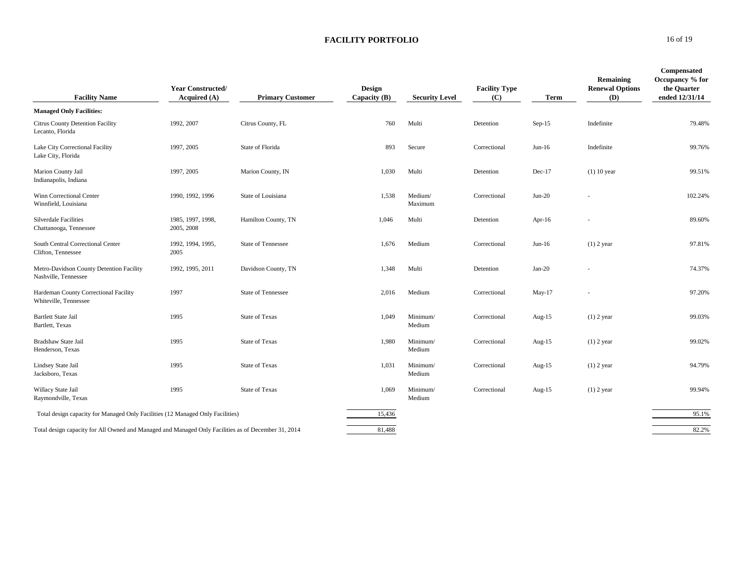# FACILITY PORTFOLIO

| Facility Name | Year Constructed/ Acquired (A) | Primary Customer | Design Capacity (B) | Security Level | Facility Type (C) | Term | Remaining Renewal Options (D) | Compensated Occupancy % for the Quarter ended 12/31/14 |
|---|---|---|---|---|---|---|---|---|
| **Managed Only Facilities:** | | | | | | | | |
| Citrus County Detention Facility<br>Lecanto, Florida | 1992, 2007 | Citrus County, FL | 760 | Multi | Detention | Sep-15 | Indefinite | 79.48% |
| Lake City Correctional Facility<br>Lake City, Florida | 1997, 2005 | State of Florida | 893 | Secure | Correctional | Jun-16 | Indefinite | 99.76% |
| Marion County Jail<br>Indianapolis, Indiana | 1997, 2005 | Marion County, IN | 1,030 | Multi | Detention | Dec-17 | (1) 10 year | 99.51% |
| Winn Correctional Center<br>Winnfield, Louisiana | 1990, 1992, 1996 | State of Louisiana | 1,538 | Medium/ Maximum | Correctional | Jun-20 | - | 102.24% |
| Silverdale Facilities<br>Chattanooga, Tennessee | 1985, 1997, 1998, 2005, 2008 | Hamilton County, TN | 1,046 | Multi | Detention | Apr-16 | - | 89.60% |
| South Central Correctional Center<br>Clifton, Tennessee | 1992, 1994, 1995, 2005 | State of Tennessee | 1,676 | Medium | Correctional | Jun-16 | (1) 2 year | 97.81% |
| Metro-Davidson County Detention Facility<br>Nashville, Tennessee | 1992, 1995, 2011 | Davidson County, TN | 1,348 | Multi | Detention | Jan-20 | - | 74.37% |
| Hardeman County Correctional Facility<br>Whiteville, Tennessee | 1997 | State of Tennessee | 2,016 | Medium | Correctional | May-17 | - | 97.20% |
| Bartlett State Jail<br>Bartlett, Texas | 1995 | State of Texas | 1,049 | Minimum/ Medium | Correctional | Aug-15 | (1) 2 year | 99.03% |
| Bradshaw State Jail<br>Henderson, Texas | 1995 | State of Texas | 1,980 | Minimum/ Medium | Correctional | Aug-15 | (1) 2 year | 99.02% |
| Lindsey State Jail<br>Jacksboro, Texas | 1995 | State of Texas | 1,031 | Minimum/ Medium | Correctional | Aug-15 | (1) 2 year | 94.79% |
| Willacy State Jail<br>Raymondville, Texas | 1995 | State of Texas | 1,069 | Minimum/ Medium | Correctional | Aug-15 | (1) 2 year | 99.94% |
| Total design capacity for Managed Only Facilities (12 Managed Only Facilities) | | | 15,436 | | | | | 95.1% |
| Total design capacity for All Owned and Managed and Managed Only Facilities as of December 31, 2014 | | | 81,488 | | | | | 82.2% |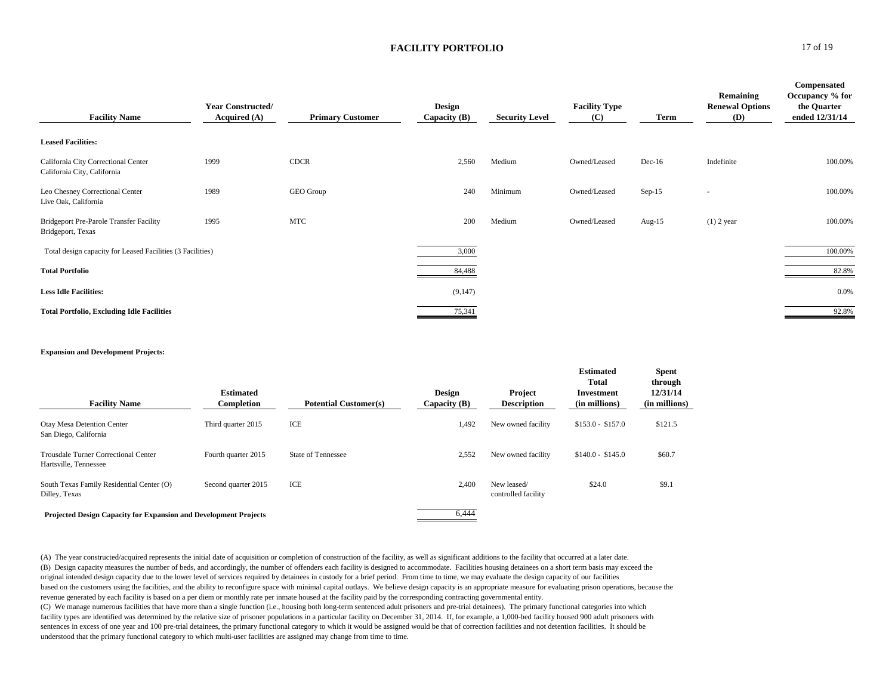# FACILITY PORTFOLIO

| Facility Name | Year Constructed/ Acquired (A) | Primary Customer | Design Capacity (B) | Security Level | Facility Type (C) | Term | Remaining Renewal Options (D) | Compensated Occupancy % for the Quarter ended 12/31/14 |
|---|---|---|---|---|---|---|---|---|
| **Leased Facilities:** | | | | | | | | |
| California City Correctional Center<br>California City, California | 1999 | CDCR | 2,560 | Medium | Owned/Leased | Dec-16 | Indefinite | 100.00% |
| Leo Chesney Correctional Center<br>Live Oak, California | 1989 | GEO Group | 240 | Minimum | Owned/Leased | Sep-15 | - | 100.00% |
| Bridgeport Pre-Parole Transfer Facility<br>Bridgeport, Texas | 1995 | MTC | 200 | Medium | Owned/Leased | Aug-15 | (1) 2 year | 100.00% |
| Total design capacity for Leased Facilities (3 Facilities) | | | 3,000 | | | | | 100.00% |
| **Total Portfolio** | | | 84,488 | | | | | 82.8% |
| **Less Idle Facilities:** | | | (9,147) | | | | | 0.0% |
| **Total Portfolio, Excluding Idle Facilities** | | | 75,341 | | | | | 92.8% |

**Expansion and Development Projects:**

| Facility Name | Estimated Completion | Potential Customer(s) | Design Capacity (B) | Project Description | Estimated Total Investment (in millions) | Spent through 12/31/14 (in millions) |
|---|---|---|---|---|---|---|
| Otay Mesa Detention Center<br>San Diego, California | Third quarter 2015 | ICE | 1,492 | New owned facility | $153.0 - $157.0 | $121.5 |
| Trousdale Turner Correctional Center<br>Hartsville, Tennessee | Fourth quarter 2015 | State of Tennessee | 2,552 | New owned facility | $140.0 - $145.0 | $60.7 |
| South Texas Family Residential Center (O)<br>Dilley, Texas | Second quarter 2015 | ICE | 2,400 | New leased/ controlled facility | $24.0 | $9.1 |
| **Projected Design Capacity for Expansion and Development Projects** | | | 6,444 | | | |

(A) The year constructed/acquired represents the initial date of acquisition or completion of construction of the facility, as well as significant additions to the facility that occurred at a later date.

(B) Design capacity measures the number of beds, and accordingly, the number of offenders each facility is designed to accommodate. Facilities housing detainees on a short term basis may exceed the original intended design capacity due to the lower level of services required by detainees in custody for a brief period. From time to time, we may evaluate the design capacity of our facilities based on the customers using the facilities, and the ability to reconfigure space with minimal capital outlays. We believe design capacity is an appropriate measure for evaluating prison operations, because the revenue generated by each facility is based on a per diem or monthly rate per inmate housed at the facility paid by the corresponding contracting governmental entity.

(C) We manage numerous facilities that have more than a single function (i.e., housing both long-term sentenced adult prisoners and pre-trial detainees). The primary functional categories into which facility types are identified was determined by the relative size of prisoner populations in a particular facility on December 31, 2014. If, for example, a 1,000-bed facility housed 900 adult prisoners with sentences in excess of one year and 100 pre-trial detainees, the primary functional category to which it would be assigned would be that of correction facilities and not detention facilities. It should be understood that the primary functional category to which multi-user facilities are assigned may change from time to time.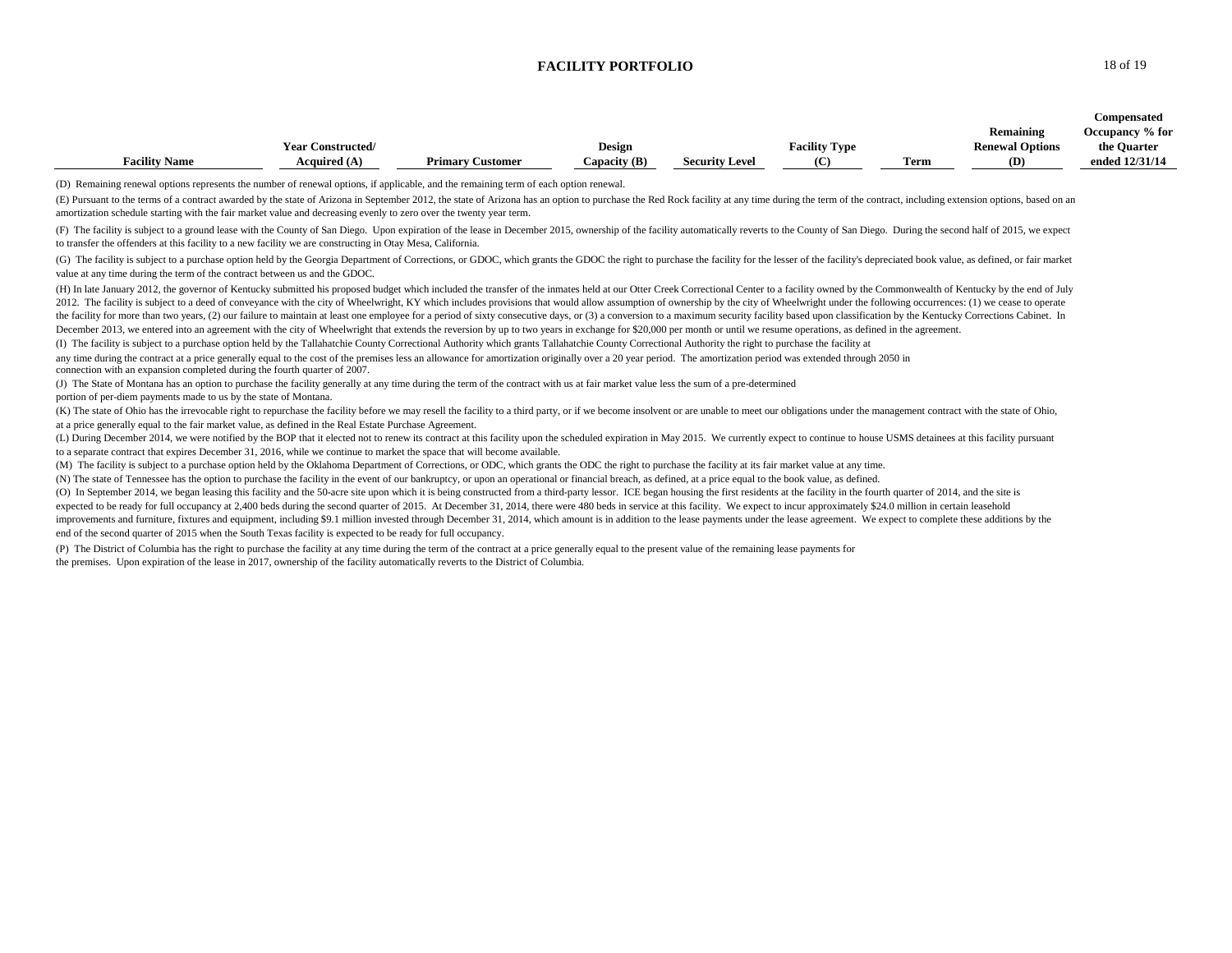# FACILITY PORTFOLIO

| Facility Name | Year Constructed/ Acquired (A) | Primary Customer | Design Capacity (B) | Security Level | Facility Type (C) | Term | Remaining Renewal Options (D) | Compensated Occupancy % for the Quarter ended 12/31/14 |
|---|---|---|---|---|---|---|---|---|

(D) Remaining renewal options represents the number of renewal options, if applicable, and the remaining term of each option renewal.

(E) Pursuant to the terms of a contract awarded by the state of Arizona in September 2012, the state of Arizona has an option to purchase the Red Rock facility at any time during the term of the contract, including extension options, based on an amortization schedule starting with the fair market value and decreasing evenly to zero over the twenty year term.

(F) The facility is subject to a ground lease with the County of San Diego. Upon expiration of the lease in December 2015, ownership of the facility automatically reverts to the County of San Diego. During the second half of 2015, we expect to transfer the offenders at this facility to a new facility we are constructing in Otay Mesa, California.

(G) The facility is subject to a purchase option held by the Georgia Department of Corrections, or GDOC, which grants the GDOC the right to purchase the facility for the lesser of the facility's depreciated book value, as defined, or fair market value at any time during the term of the contract between us and the GDOC.

(H) In late January 2012, the governor of Kentucky submitted his proposed budget which included the transfer of the inmates held at our Otter Creek Correctional Center to a facility owned by the Commonwealth of Kentucky by the end of July 2012. The facility is subject to a deed of conveyance with the city of Wheelwright, KY which includes provisions that would allow assumption of ownership by the city of Wheelwright under the following occurrences: (1) we cease to operate the facility for more than two years, (2) our failure to maintain at least one employee for a period of sixty consecutive days, or (3) a conversion to a maximum security facility based upon classification by the Kentucky Corrections Cabinet. In December 2013, we entered into an agreement with the city of Wheelwright that extends the reversion by up to two years in exchange for $20,000 per month or until we resume operations, as defined in the agreement.

(I) The facility is subject to a purchase option held by the Tallahatchie County Correctional Authority which grants Tallahatchie County Correctional Authority the right to purchase the facility at any time during the contract at a price generally equal to the cost of the premises less an allowance for amortization originally over a 20 year period. The amortization period was extended through 2050 in connection with an expansion completed during the fourth quarter of 2007.

(J) The State of Montana has an option to purchase the facility generally at any time during the term of the contract with us at fair market value less the sum of a pre-determined portion of per-diem payments made to us by the state of Montana.

(K) The state of Ohio has the irrevocable right to repurchase the facility before we may resell the facility to a third party, or if we become insolvent or are unable to meet our obligations under the management contract with the state of Ohio, at a price generally equal to the fair market value, as defined in the Real Estate Purchase Agreement.

(L) During December 2014, we were notified by the BOP that it elected not to renew its contract at this facility upon the scheduled expiration in May 2015. We currently expect to continue to house USMS detainees at this facility pursuant to a separate contract that expires December 31, 2016, while we continue to market the space that will become available.

(M) The facility is subject to a purchase option held by the Oklahoma Department of Corrections, or ODC, which grants the ODC the right to purchase the facility at its fair market value at any time.

(N) The state of Tennessee has the option to purchase the facility in the event of our bankruptcy, or upon an operational or financial breach, as defined, at a price equal to the book value, as defined.

(O) In September 2014, we began leasing this facility and the 50-acre site upon which it is being constructed from a third-party lessor. ICE began housing the first residents at the facility in the fourth quarter of 2014, and the site is expected to be ready for full occupancy at 2,400 beds during the second quarter of 2015. At December 31, 2014, there were 480 beds in service at this facility. We expect to incur approximately $24.0 million in certain leasehold improvements and furniture, fixtures and equipment, including $9.1 million invested through December 31, 2014, which amount is in addition to the lease payments under the lease agreement. We expect to complete these additions by the end of the second quarter of 2015 when the South Texas facility is expected to be ready for full occupancy.

(P) The District of Columbia has the right to purchase the facility at any time during the term of the contract at a price generally equal to the present value of the remaining lease payments for the premises. Upon expiration of the lease in 2017, ownership of the facility automatically reverts to the District of Columbia.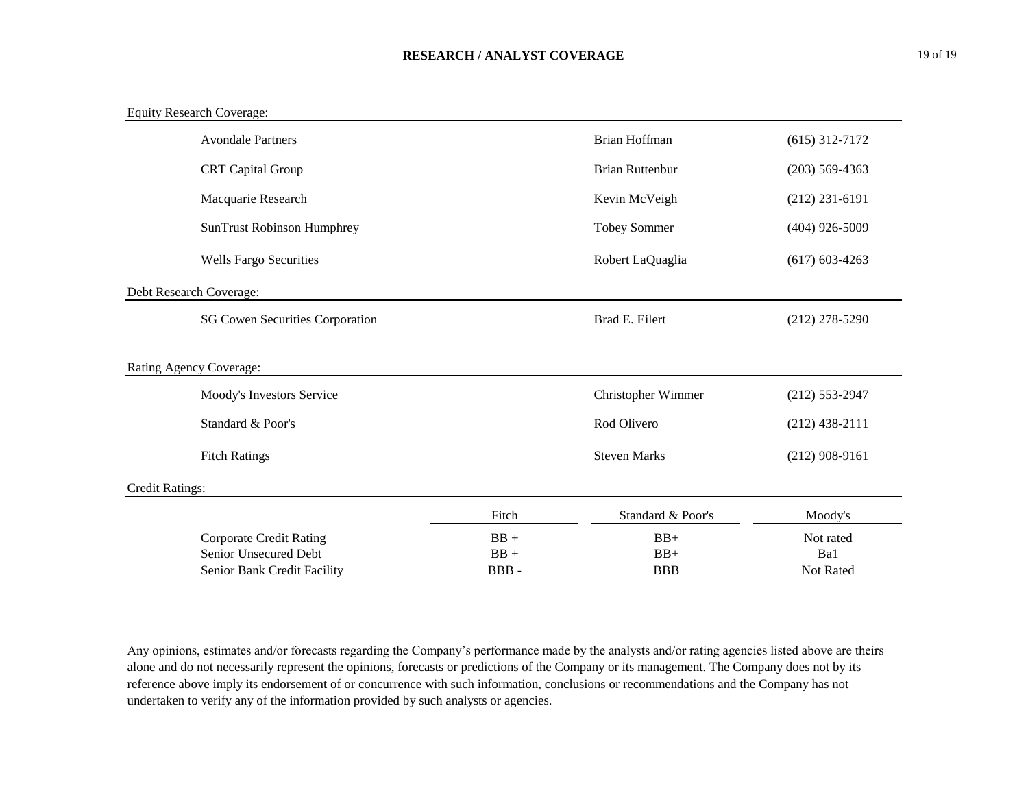## RESEARCH / ANALYST COVERAGE

### Equity Research Coverage:

| | | |
|---|---|---|
| Avondale Partners | Brian Hoffman | (615) 312-7172 |
| CRT Capital Group | Brian Ruttenbur | (203) 569-4363 |
| Macquarie Research | Kevin McVeigh | (212) 231-6191 |
| SunTrust Robinson Humphrey | Tobey Sommer | (404) 926-5009 |
| Wells Fargo Securities | Robert LaQuaglia | (617) 603-4263 |

### Debt Research Coverage:

| | | |
|---|---|---|
| SG Cowen Securities Corporation | Brad E. Eilert | (212) 278-5290 |

### Rating Agency Coverage:

| | | |
|---|---|---|
| Moody's Investors Service | Christopher Wimmer | (212) 553-2947 |
| Standard & Poor's | Rod Olivero | (212) 438-2111 |
| Fitch Ratings | Steven Marks | (212) 908-9161 |

### Credit Ratings:

| | Fitch | Standard & Poor's | Moody's |
|---|---|---|---|
| Corporate Credit Rating | BB + | BB+ | Not rated |
| Senior Unsecured Debt | BB + | BB+ | Ba1 |
| Senior Bank Credit Facility | BBB - | BBB | Not Rated |

Any opinions, estimates and/or forecasts regarding the Company's performance made by the analysts and/or rating agencies listed above are theirs alone and do not necessarily represent the opinions, forecasts or predictions of the Company or its management. The Company does not by its reference above imply its endorsement of or concurrence with such information, conclusions or recommendations and the Company has not undertaken to verify any of the information provided by such analysts or agencies.